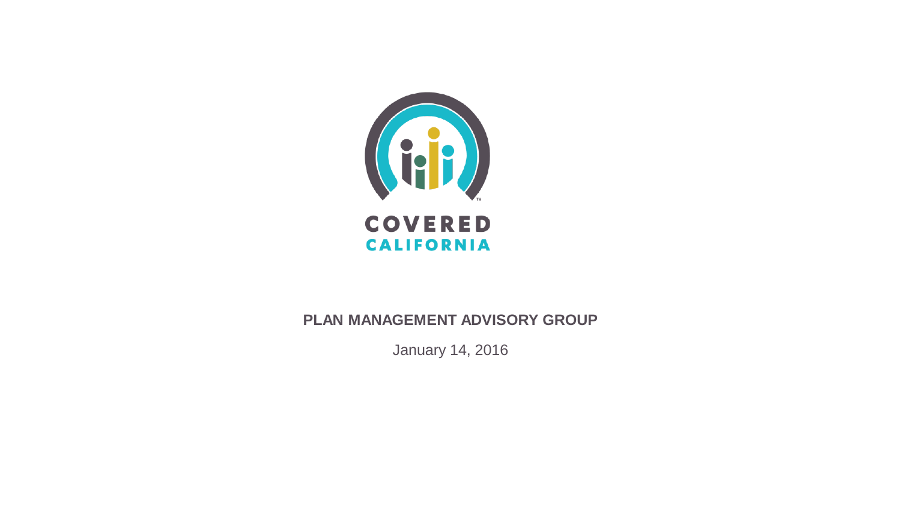COVERED CALIFORNIA

# PLAN MANAGEMENT ADVISORY GROUP

January 14, 2016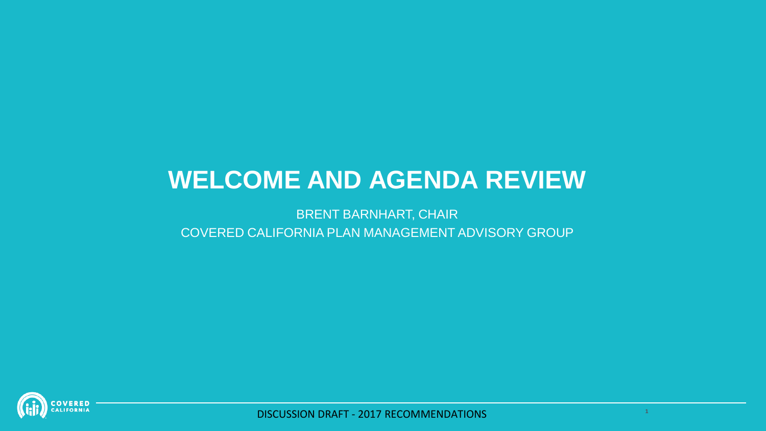# WELCOME AND AGENDA REVIEW

BRENT BARNHART, CHAIR

COVERED CALIFORNIA PLAN MANAGEMENT ADVISORY GROUP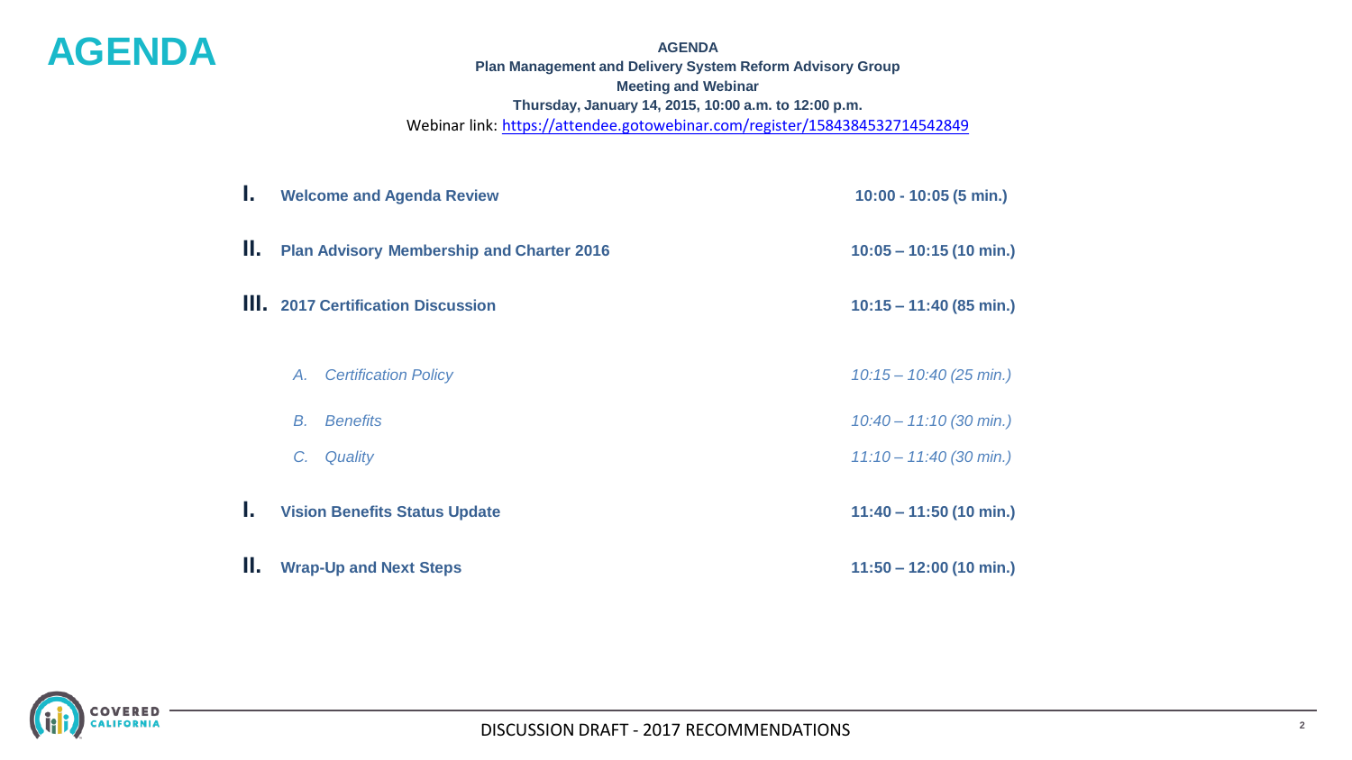# AGENDA

**AGENDA**
**Plan Management and Delivery System Reform Advisory Group**
**Meeting and Webinar**
**Thursday, January 14, 2015, 10:00 a.m. to 12:00 p.m.**
Webinar link: https://attendee.gotowebinar.com/register/1584384532714542849

| | | |
|---|---|---|
| **I.** | **Welcome and Agenda Review** | **10:00 - 10:05 (5 min.)** |
| **II.** | **Plan Advisory Membership and Charter 2016** | **10:05 – 10:15 (10 min.)** |
| **III.** | **2017 Certification Discussion** | **10:15 – 11:40 (85 min.)** |
| | *A. Certification Policy* | *10:15 – 10:40 (25 min.)* |
| | *B. Benefits* | *10:40 – 11:10 (30 min.)* |
| | *C. Quality* | *11:10 – 11:40 (30 min.)* |
| **I.** | **Vision Benefits Status Update** | **11:40 – 11:50 (10 min.)** |
| **II.** | **Wrap-Up and Next Steps** | **11:50 – 12:00 (10 min.)** |

DISCUSSION DRAFT - 2017 RECOMMENDATIONS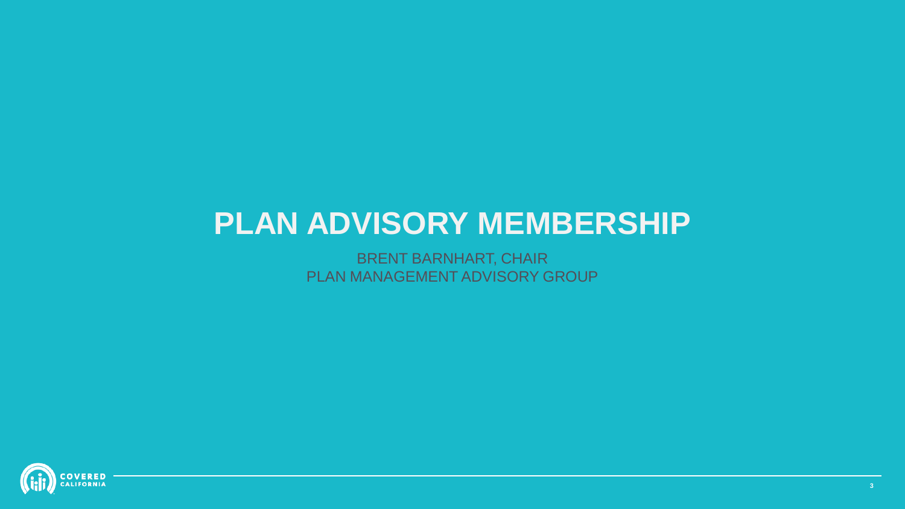# PLAN ADVISORY MEMBERSHIP

BRENT BARNHART, CHAIR
PLAN MANAGEMENT ADVISORY GROUP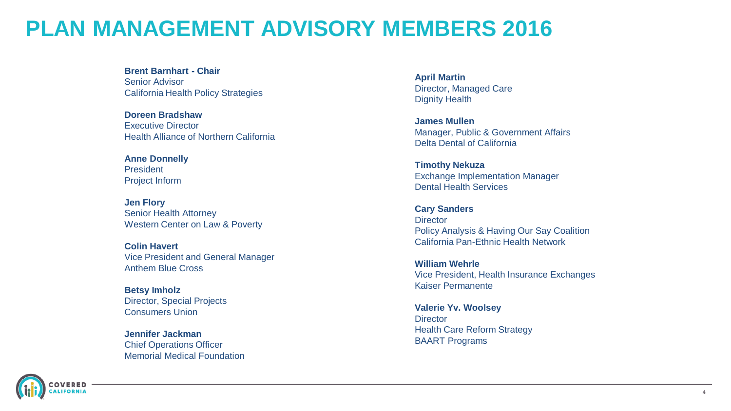# PLAN MANAGEMENT ADVISORY MEMBERS 2016

**Brent Barnhart - Chair**
Senior Advisor
California Health Policy Strategies

**Doreen Bradshaw**
Executive Director
Health Alliance of Northern California

**Anne Donnelly**
President
Project Inform

**Jen Flory**
Senior Health Attorney
Western Center on Law & Poverty

**Colin Havert**
Vice President and General Manager
Anthem Blue Cross

**Betsy Imholz**
Director, Special Projects
Consumers Union

**Jennifer Jackman**
Chief Operations Officer
Memorial Medical Foundation

**April Martin**
Director, Managed Care
Dignity Health

**James Mullen**
Manager, Public & Government Affairs
Delta Dental of California

**Timothy Nekuza**
Exchange Implementation Manager
Dental Health Services

**Cary Sanders**
Director
Policy Analysis & Having Our Say Coalition
California Pan-Ethnic Health Network

**William Wehrle**
Vice President, Health Insurance Exchanges
Kaiser Permanente

**Valerie Yv. Woolsey**
Director
Health Care Reform Strategy
BAART Programs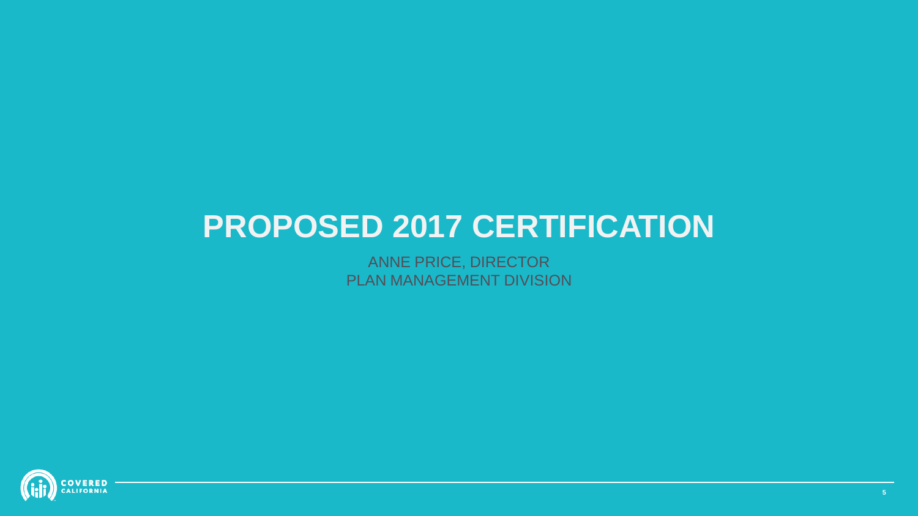# PROPOSED 2017 CERTIFICATION

ANNE PRICE, DIRECTOR
PLAN MANAGEMENT DIVISION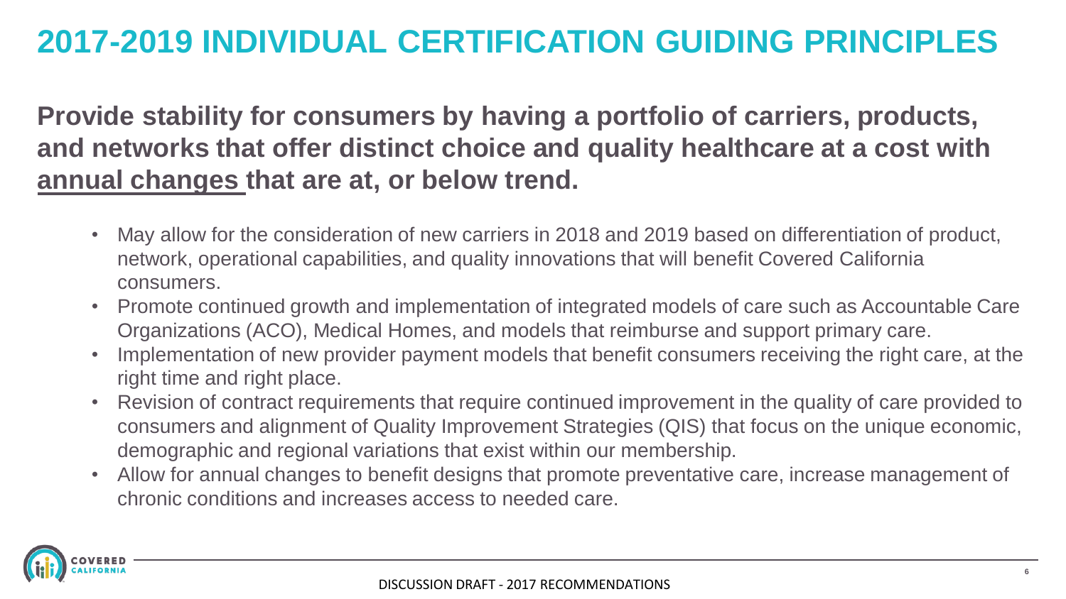# 2017-2019 INDIVIDUAL CERTIFICATION GUIDING PRINCIPLES

**Provide stability for consumers by having a portfolio of carriers, products, and networks that offer distinct choice and quality healthcare at a cost with <u>annual changes</u> that are at, or below trend.**

- May allow for the consideration of new carriers in 2018 and 2019 based on differentiation of product, network, operational capabilities, and quality innovations that will benefit Covered California consumers.
- Promote continued growth and implementation of integrated models of care such as Accountable Care Organizations (ACO), Medical Homes, and models that reimburse and support primary care.
- Implementation of new provider payment models that benefit consumers receiving the right care, at the right time and right place.
- Revision of contract requirements that require continued improvement in the quality of care provided to consumers and alignment of Quality Improvement Strategies (QIS) that focus on the unique economic, demographic and regional variations that exist within our membership.
- Allow for annual changes to benefit designs that promote preventative care, increase management of chronic conditions and increases access to needed care.

DISCUSSION DRAFT - 2017 RECOMMENDATIONS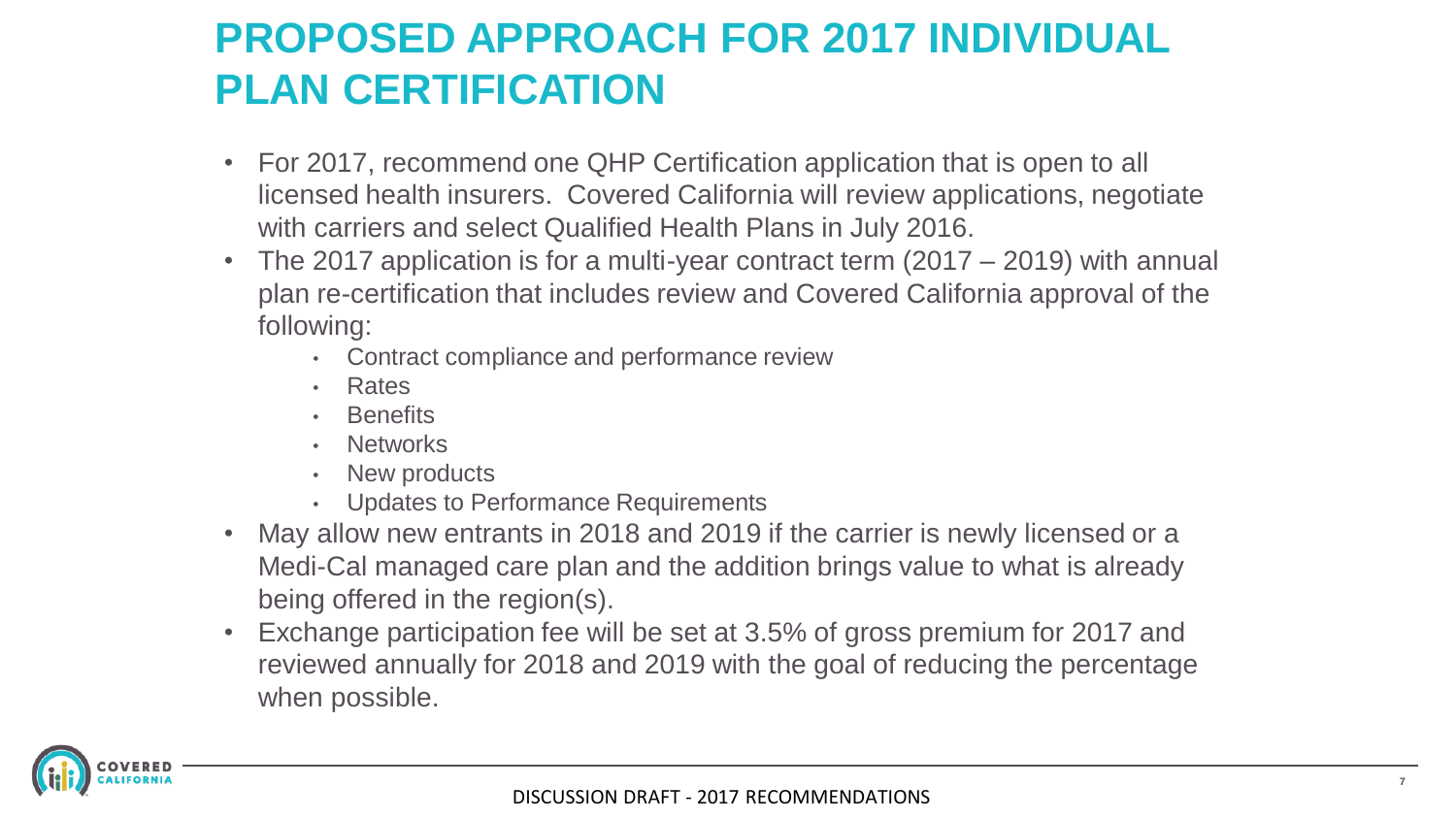# PROPOSED APPROACH FOR 2017 INDIVIDUAL PLAN CERTIFICATION

- For 2017, recommend one QHP Certification application that is open to all licensed health insurers. Covered California will review applications, negotiate with carriers and select Qualified Health Plans in July 2016.
- The 2017 application is for a multi-year contract term (2017 – 2019) with annual plan re-certification that includes review and Covered California approval of the following:
  - Contract compliance and performance review
  - Rates
  - Benefits
  - Networks
  - New products
  - Updates to Performance Requirements
- May allow new entrants in 2018 and 2019 if the carrier is newly licensed or a Medi-Cal managed care plan and the addition brings value to what is already being offered in the region(s).
- Exchange participation fee will be set at 3.5% of gross premium for 2017 and reviewed annually for 2018 and 2019 with the goal of reducing the percentage when possible.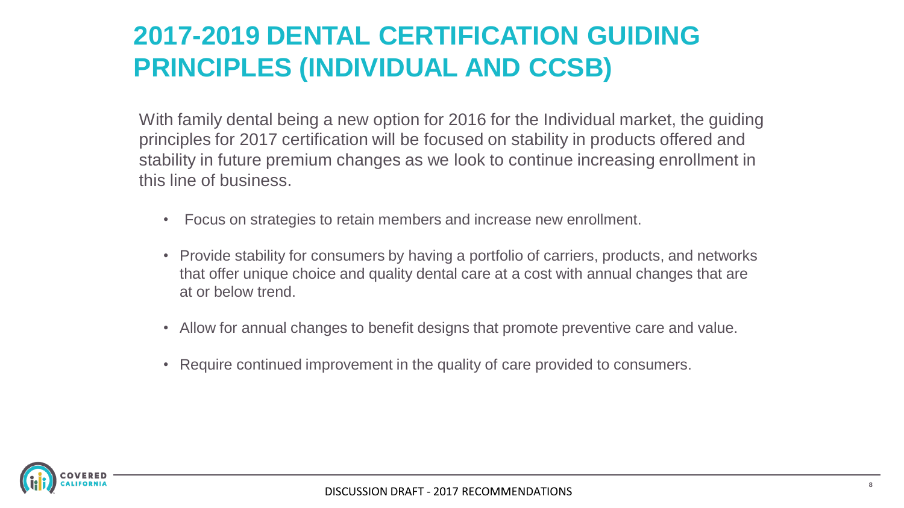# 2017-2019 DENTAL CERTIFICATION GUIDING PRINCIPLES (INDIVIDUAL AND CCSB)

With family dental being a new option for 2016 for the Individual market, the guiding principles for 2017 certification will be focused on stability in products offered and stability in future premium changes as we look to continue increasing enrollment in this line of business.

- Focus on strategies to retain members and increase new enrollment.
- Provide stability for consumers by having a portfolio of carriers, products, and networks that offer unique choice and quality dental care at a cost with annual changes that are at or below trend.
- Allow for annual changes to benefit designs that promote preventive care and value.
- Require continued improvement in the quality of care provided to consumers.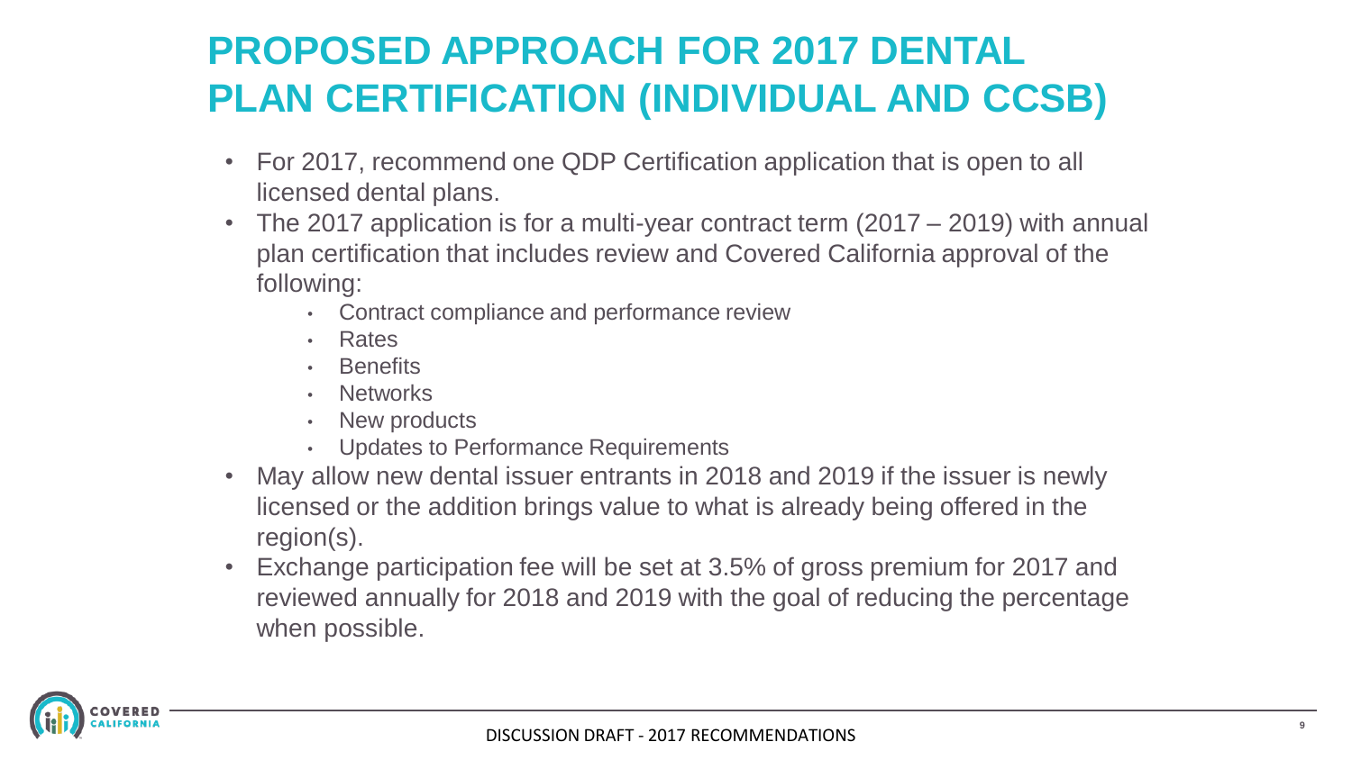# PROPOSED APPROACH FOR 2017 DENTAL PLAN CERTIFICATION (INDIVIDUAL AND CCSB)

- For 2017, recommend one QDP Certification application that is open to all licensed dental plans.
- The 2017 application is for a multi-year contract term (2017 – 2019) with annual plan certification that includes review and Covered California approval of the following:
  - Contract compliance and performance review
  - Rates
  - Benefits
  - Networks
  - New products
  - Updates to Performance Requirements
- May allow new dental issuer entrants in 2018 and 2019 if the issuer is newly licensed or the addition brings value to what is already being offered in the region(s).
- Exchange participation fee will be set at 3.5% of gross premium for 2017 and reviewed annually for 2018 and 2019 with the goal of reducing the percentage when possible.

DISCUSSION DRAFT - 2017 RECOMMENDATIONS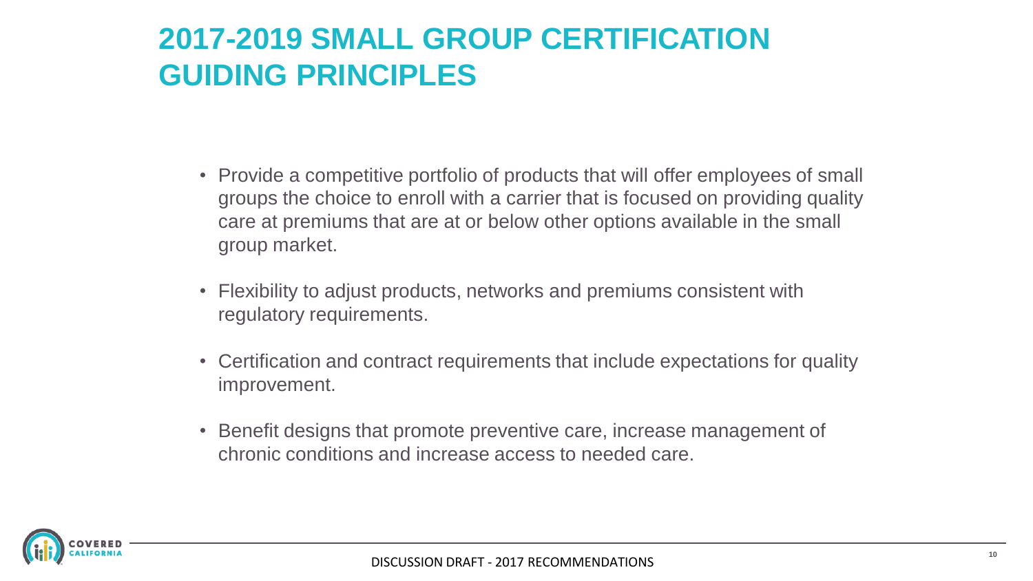# 2017-2019 SMALL GROUP CERTIFICATION GUIDING PRINCIPLES

- Provide a competitive portfolio of products that will offer employees of small groups the choice to enroll with a carrier that is focused on providing quality care at premiums that are at or below other options available in the small group market.
- Flexibility to adjust products, networks and premiums consistent with regulatory requirements.
- Certification and contract requirements that include expectations for quality improvement.
- Benefit designs that promote preventive care, increase management of chronic conditions and increase access to needed care.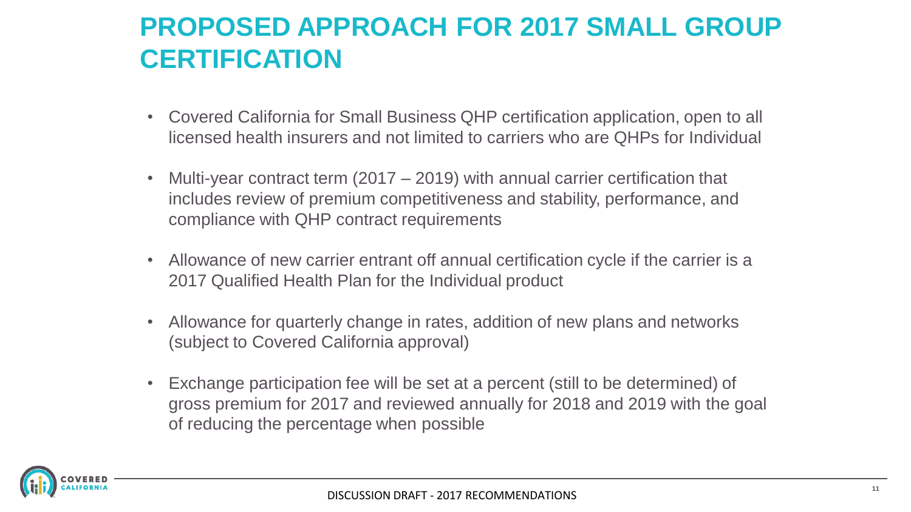# PROPOSED APPROACH FOR 2017 SMALL GROUP CERTIFICATION

- Covered California for Small Business QHP certification application, open to all licensed health insurers and not limited to carriers who are QHPs for Individual
- Multi-year contract term (2017 – 2019) with annual carrier certification that includes review of premium competitiveness and stability, performance, and compliance with QHP contract requirements
- Allowance of new carrier entrant off annual certification cycle if the carrier is a 2017 Qualified Health Plan for the Individual product
- Allowance for quarterly change in rates, addition of new plans and networks (subject to Covered California approval)
- Exchange participation fee will be set at a percent (still to be determined) of gross premium for 2017 and reviewed annually for 2018 and 2019 with the goal of reducing the percentage when possible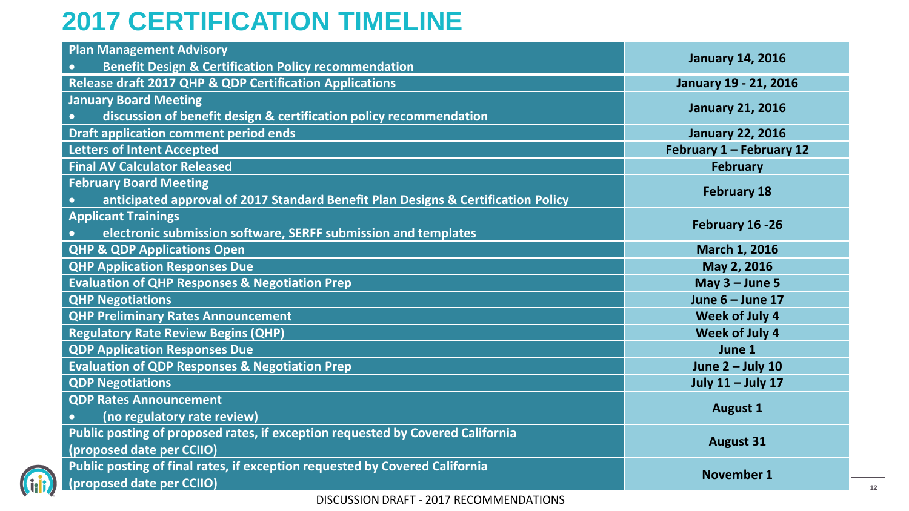# 2017 CERTIFICATION TIMELINE

| | |
|---|---|
| **Plan Management Advisory**<br>• **Benefit Design & Certification Policy recommendation** | **January 14, 2016** |
| **Release draft 2017 QHP & QDP Certification Applications** | **January 19 - 21, 2016** |
| **January Board Meeting**<br>• **discussion of benefit design & certification policy recommendation** | **January 21, 2016** |
| **Draft application comment period ends** | **January 22, 2016** |
| **Letters of Intent Accepted** | **February 1 – February 12** |
| **Final AV Calculator Released** | **February** |
| **February Board Meeting**<br>• **anticipated approval of 2017 Standard Benefit Plan Designs & Certification Policy** | **February 18** |
| **Applicant Trainings**<br>• **electronic submission software, SERFF submission and templates** | **February 16 -26** |
| **QHP & QDP Applications Open** | **March 1, 2016** |
| **QHP Application Responses Due** | **May 2, 2016** |
| **Evaluation of QHP Responses & Negotiation Prep** | **May 3 – June 5** |
| **QHP Negotiations** | **June 6 – June 17** |
| **QHP Preliminary Rates Announcement** | **Week of July 4** |
| **Regulatory Rate Review Begins (QHP)** | **Week of July 4** |
| **QDP Application Responses Due** | **June 1** |
| **Evaluation of QDP Responses & Negotiation Prep** | **June 2 – July 10** |
| **QDP Negotiations** | **July 11 – July 17** |
| **QDP Rates Announcement**<br>• **(no regulatory rate review)** | **August 1** |
| **Public posting of proposed rates, if exception requested by Covered California (proposed date per CCIIO)** | **August 31** |
| **Public posting of final rates, if exception requested by Covered California (proposed date per CCIIO)** | **November 1** |

DISCUSSION DRAFT - 2017 RECOMMENDATIONS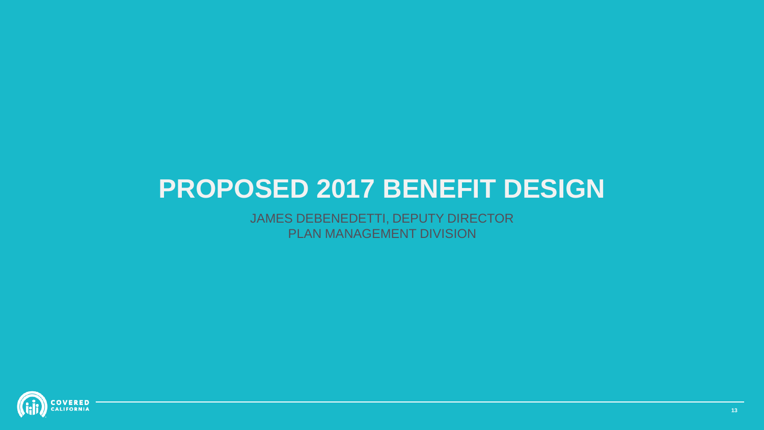# PROPOSED 2017 BENEFIT DESIGN

JAMES DEBENEDETTI, DEPUTY DIRECTOR
PLAN MANAGEMENT DIVISION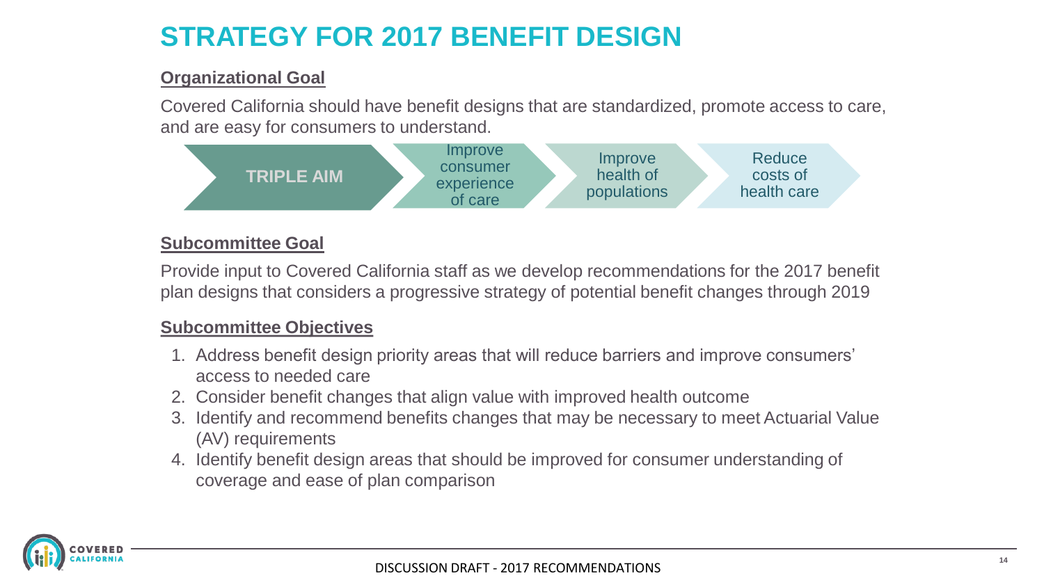# STRATEGY FOR 2017 BENEFIT DESIGN

## Organizational Goal

Covered California should have benefit designs that are standardized, promote access to care, and are easy for consumers to understand.

TRIPLE AIM

Improve consumer experience of care

Improve health of populations

Reduce costs of health care

## Subcommittee Goal

Provide input to Covered California staff as we develop recommendations for the 2017 benefit plan designs that considers a progressive strategy of potential benefit changes through 2019

## Subcommittee Objectives

1. Address benefit design priority areas that will reduce barriers and improve consumers' access to needed care
2. Consider benefit changes that align value with improved health outcome
3. Identify and recommend benefits changes that may be necessary to meet Actuarial Value (AV) requirements
4. Identify benefit design areas that should be improved for consumer understanding of coverage and ease of plan comparison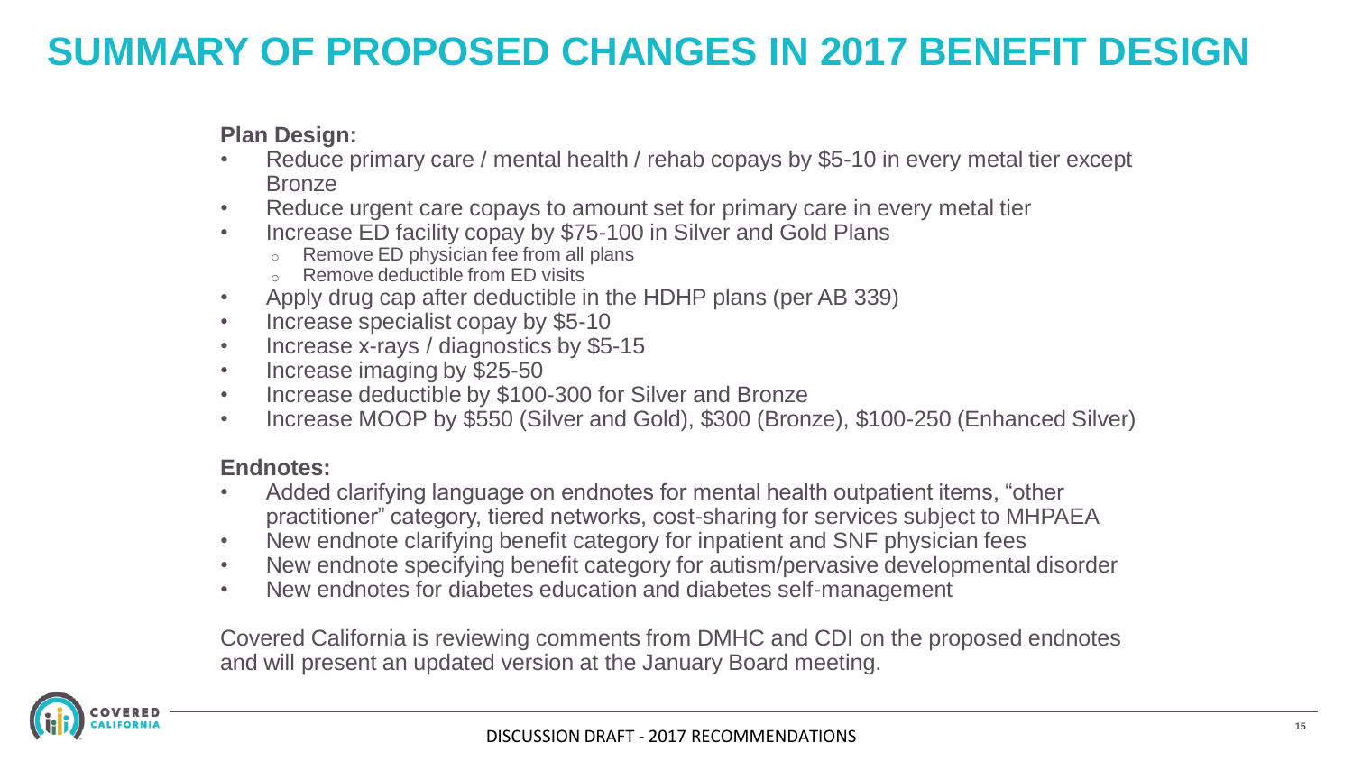# SUMMARY OF PROPOSED CHANGES IN 2017 BENEFIT DESIGN

**Plan Design:**

- Reduce primary care / mental health / rehab copays by $5-10 in every metal tier except Bronze
- Reduce urgent care copays to amount set for primary care in every metal tier
- Increase ED facility copay by $75-100 in Silver and Gold Plans
  - Remove ED physician fee from all plans
  - Remove deductible from ED visits
- Apply drug cap after deductible in the HDHP plans (per AB 339)
- Increase specialist copay by $5-10
- Increase x-rays / diagnostics by $5-15
- Increase imaging by $25-50
- Increase deductible by $100-300 for Silver and Bronze
- Increase MOOP by $550 (Silver and Gold), $300 (Bronze), $100-250 (Enhanced Silver)

**Endnotes:**

- Added clarifying language on endnotes for mental health outpatient items, "other practitioner" category, tiered networks, cost-sharing for services subject to MHPAEA
- New endnote clarifying benefit category for inpatient and SNF physician fees
- New endnote specifying benefit category for autism/pervasive developmental disorder
- New endnotes for diabetes education and diabetes self-management

Covered California is reviewing comments from DMHC and CDI on the proposed endnotes and will present an updated version at the January Board meeting.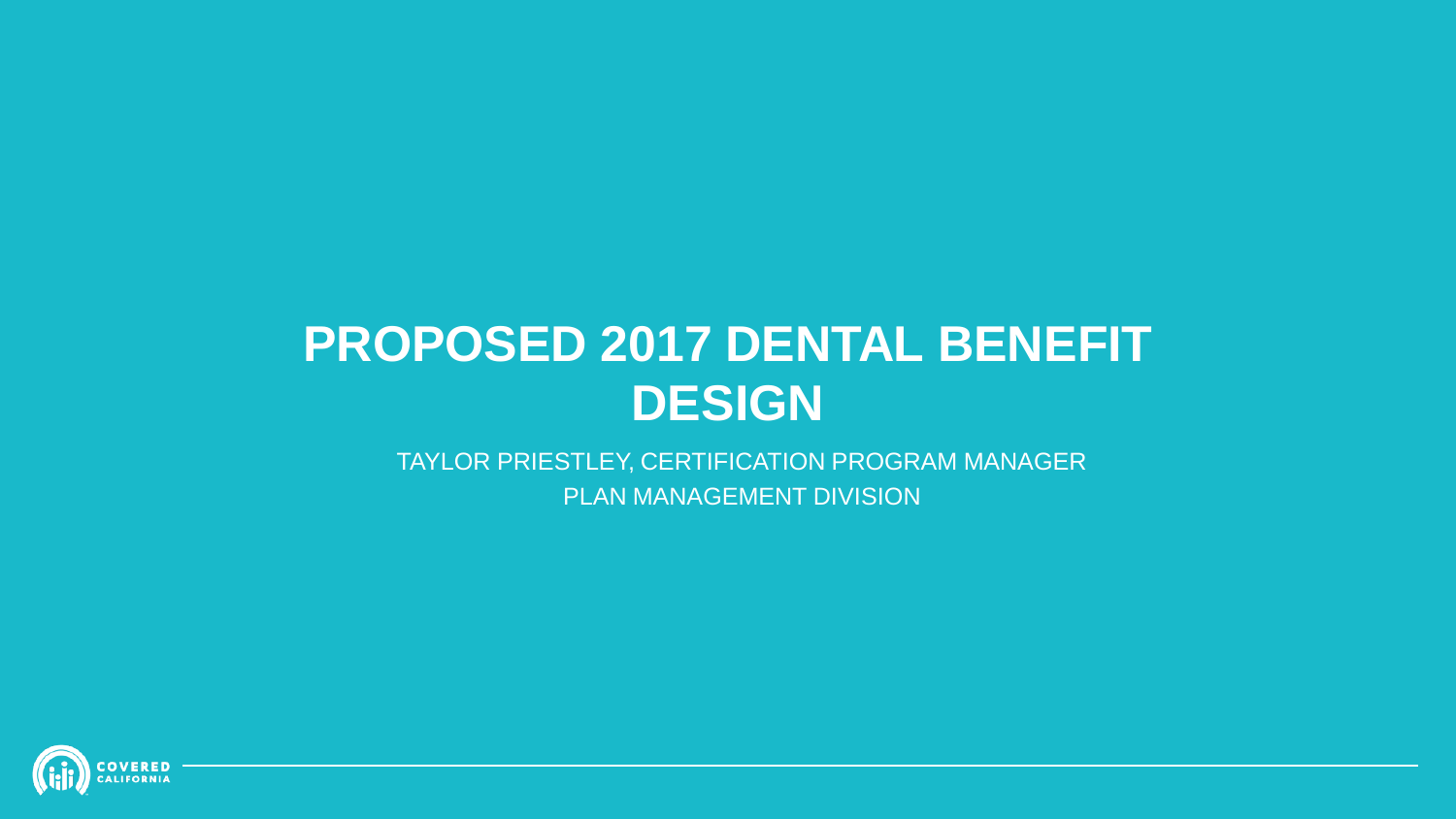# PROPOSED 2017 DENTAL BENEFIT DESIGN

TAYLOR PRIESTLEY, CERTIFICATION PROGRAM MANAGER

PLAN MANAGEMENT DIVISION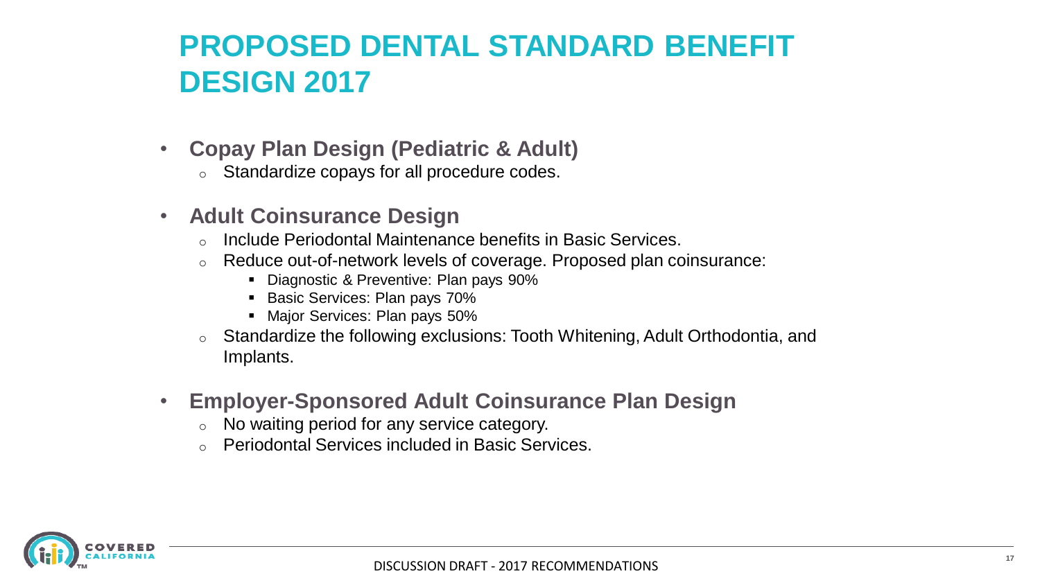# PROPOSED DENTAL STANDARD BENEFIT DESIGN 2017

- **Copay Plan Design (Pediatric & Adult)**
  - Standardize copays for all procedure codes.
- **Adult Coinsurance Design**
  - Include Periodontal Maintenance benefits in Basic Services.
  - Reduce out-of-network levels of coverage. Proposed plan coinsurance:
    - Diagnostic & Preventive: Plan pays 90%
    - Basic Services: Plan pays 70%
    - Major Services: Plan pays 50%
  - Standardize the following exclusions: Tooth Whitening, Adult Orthodontia, and Implants.
- **Employer-Sponsored Adult Coinsurance Plan Design**
  - No waiting period for any service category.
  - Periodontal Services included in Basic Services.

DISCUSSION DRAFT - 2017 RECOMMENDATIONS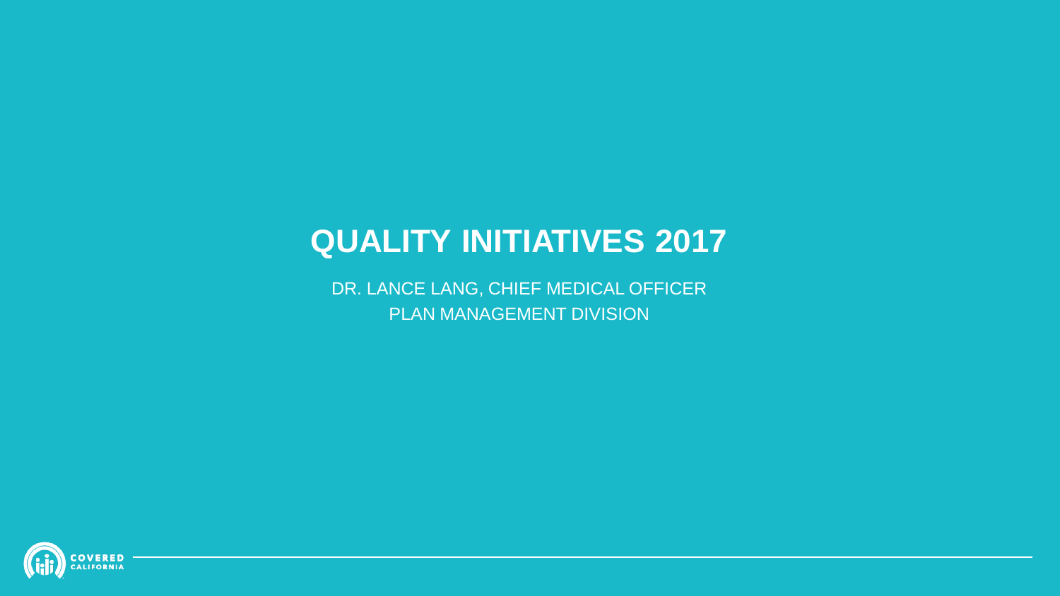# QUALITY INITIATIVES 2017

DR. LANCE LANG, CHIEF MEDICAL OFFICER
PLAN MANAGEMENT DIVISION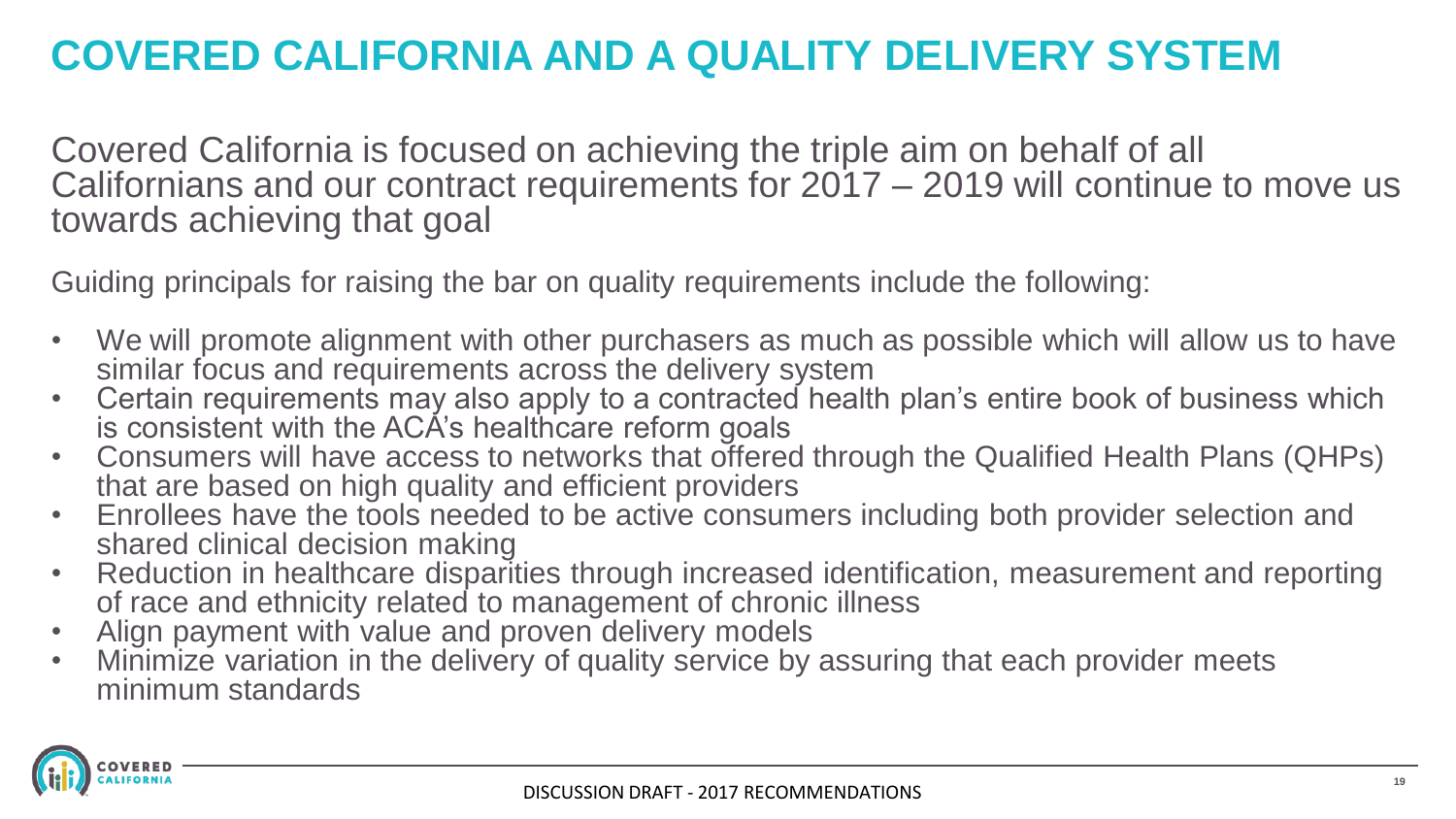# COVERED CALIFORNIA AND A QUALITY DELIVERY SYSTEM

Covered California is focused on achieving the triple aim on behalf of all Californians and our contract requirements for 2017 – 2019 will continue to move us towards achieving that goal

Guiding principals for raising the bar on quality requirements include the following:

- We will promote alignment with other purchasers as much as possible which will allow us to have similar focus and requirements across the delivery system
- Certain requirements may also apply to a contracted health plan's entire book of business which is consistent with the ACA's healthcare reform goals
- Consumers will have access to networks that offered through the Qualified Health Plans (QHPs) that are based on high quality and efficient providers
- Enrollees have the tools needed to be active consumers including both provider selection and shared clinical decision making
- Reduction in healthcare disparities through increased identification, measurement and reporting of race and ethnicity related to management of chronic illness
- Align payment with value and proven delivery models
- Minimize variation in the delivery of quality service by assuring that each provider meets minimum standards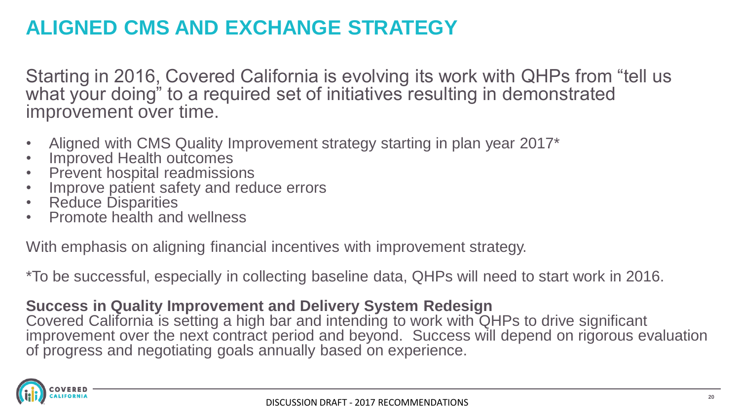# ALIGNED CMS AND EXCHANGE STRATEGY

Starting in 2016, Covered California is evolving its work with QHPs from "tell us what your doing" to a required set of initiatives resulting in demonstrated improvement over time.

- Aligned with CMS Quality Improvement strategy starting in plan year 2017*
- Improved Health outcomes
- Prevent hospital readmissions
- Improve patient safety and reduce errors
- Reduce Disparities
- Promote health and wellness

With emphasis on aligning financial incentives with improvement strategy.

*To be successful, especially in collecting baseline data, QHPs will need to start work in 2016.

**Success in Quality Improvement and Delivery System Redesign**
Covered California is setting a high bar and intending to work with QHPs to drive significant improvement over the next contract period and beyond. Success will depend on rigorous evaluation of progress and negotiating goals annually based on experience.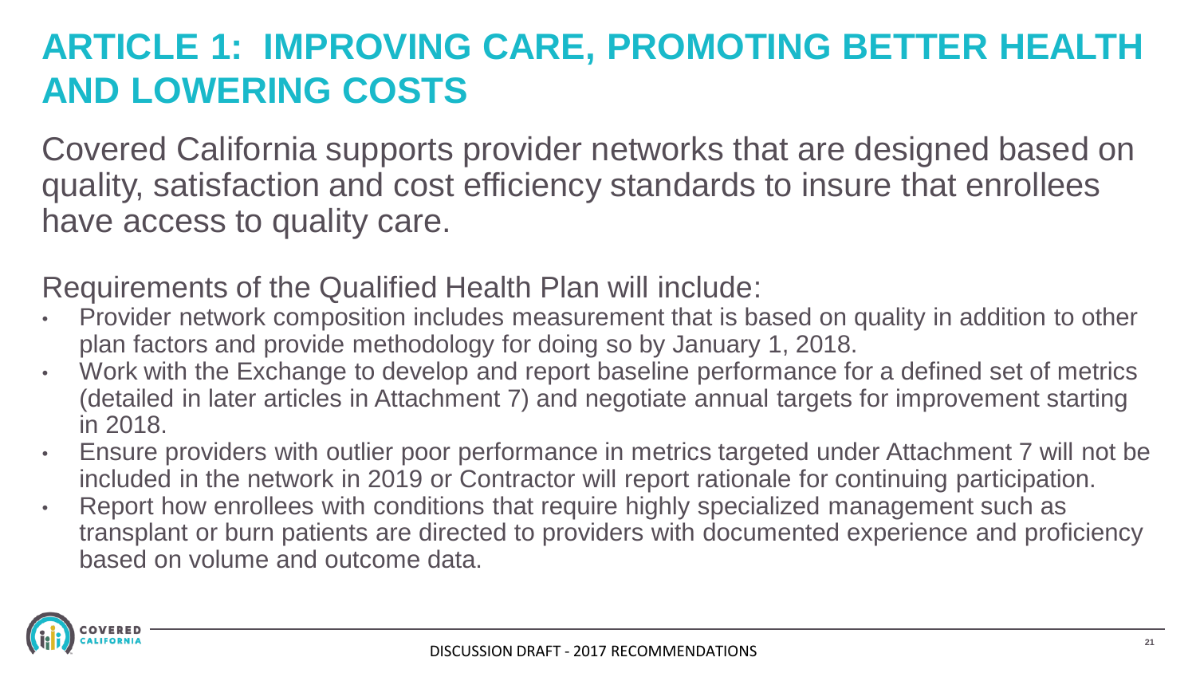# ARTICLE 1: IMPROVING CARE, PROMOTING BETTER HEALTH AND LOWERING COSTS

Covered California supports provider networks that are designed based on quality, satisfaction and cost efficiency standards to insure that enrollees have access to quality care.

Requirements of the Qualified Health Plan will include:

- Provider network composition includes measurement that is based on quality in addition to other plan factors and provide methodology for doing so by January 1, 2018.
- Work with the Exchange to develop and report baseline performance for a defined set of metrics (detailed in later articles in Attachment 7) and negotiate annual targets for improvement starting in 2018.
- Ensure providers with outlier poor performance in metrics targeted under Attachment 7 will not be included in the network in 2019 or Contractor will report rationale for continuing participation.
- Report how enrollees with conditions that require highly specialized management such as transplant or burn patients are directed to providers with documented experience and proficiency based on volume and outcome data.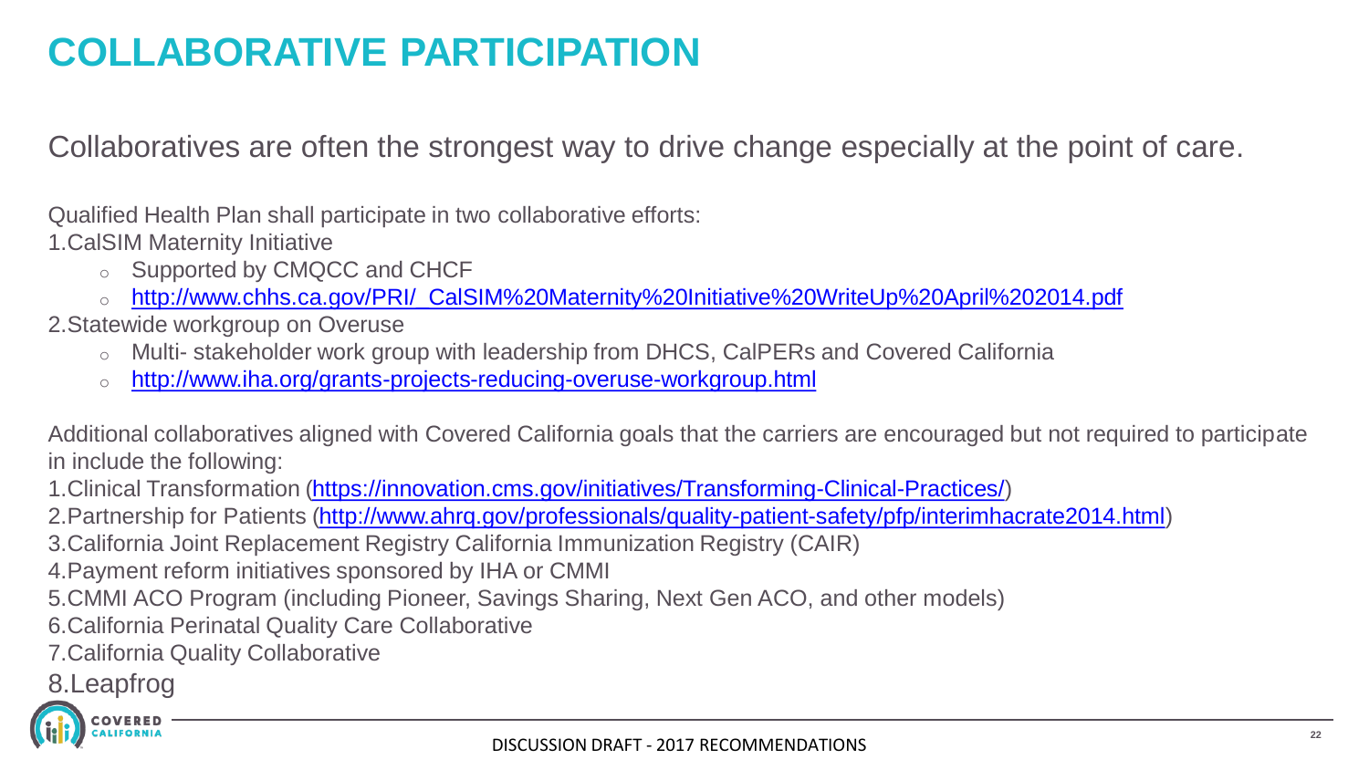# COLLABORATIVE PARTICIPATION

Collaboratives are often the strongest way to drive change especially at the point of care.

Qualified Health Plan shall participate in two collaborative efforts:

1. CalSIM Maternity Initiative
   - Supported by CMQCC and CHCF
   - http://www.chhs.ca.gov/PRI/_CalSIM%20Maternity%20Initiative%20WriteUp%20April%202014.pdf
2. Statewide workgroup on Overuse
   - Multi- stakeholder work group with leadership from DHCS, CalPERs and Covered California
   - http://www.iha.org/grants-projects-reducing-overuse-workgroup.html

Additional collaboratives aligned with Covered California goals that the carriers are encouraged but not required to participate in include the following:

1. Clinical Transformation (https://innovation.cms.gov/initiatives/Transforming-Clinical-Practices/)
2. Partnership for Patients (http://www.ahrq.gov/professionals/quality-patient-safety/pfp/interimhacrate2014.html)
3. California Joint Replacement Registry California Immunization Registry (CAIR)
4. Payment reform initiatives sponsored by IHA or CMMI
5. CMMI ACO Program (including Pioneer, Savings Sharing, Next Gen ACO, and other models)
6. California Perinatal Quality Care Collaborative
7. California Quality Collaborative
8. Leapfrog

DISCUSSION DRAFT - 2017 RECOMMENDATIONS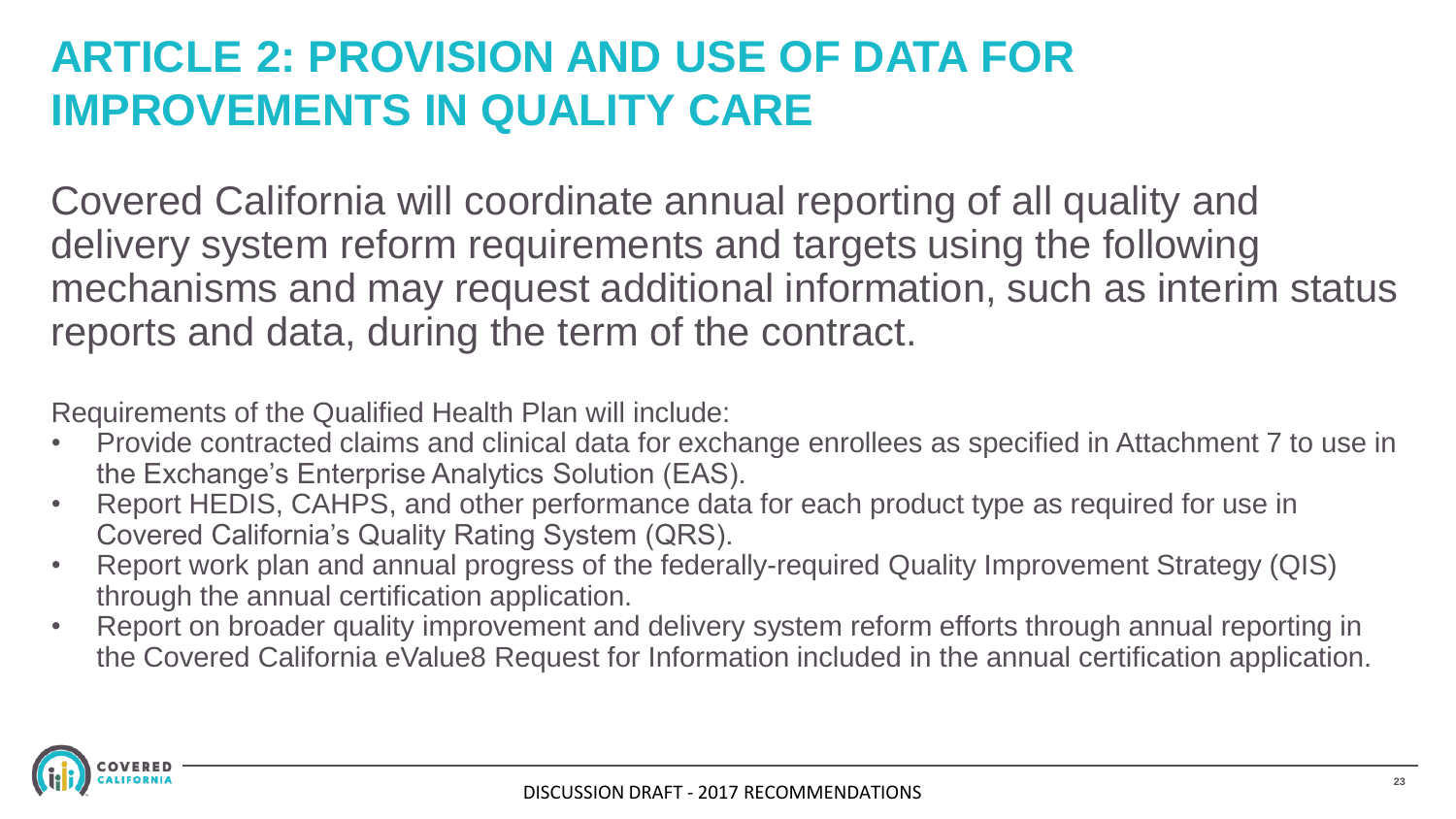# ARTICLE 2: PROVISION AND USE OF DATA FOR IMPROVEMENTS IN QUALITY CARE

Covered California will coordinate annual reporting of all quality and delivery system reform requirements and targets using the following mechanisms and may request additional information, such as interim status reports and data, during the term of the contract.

Requirements of the Qualified Health Plan will include:

- Provide contracted claims and clinical data for exchange enrollees as specified in Attachment 7 to use in the Exchange's Enterprise Analytics Solution (EAS).
- Report HEDIS, CAHPS, and other performance data for each product type as required for use in Covered California's Quality Rating System (QRS).
- Report work plan and annual progress of the federally-required Quality Improvement Strategy (QIS) through the annual certification application.
- Report on broader quality improvement and delivery system reform efforts through annual reporting in the Covered California eValue8 Request for Information included in the annual certification application.

DISCUSSION DRAFT - 2017 RECOMMENDATIONS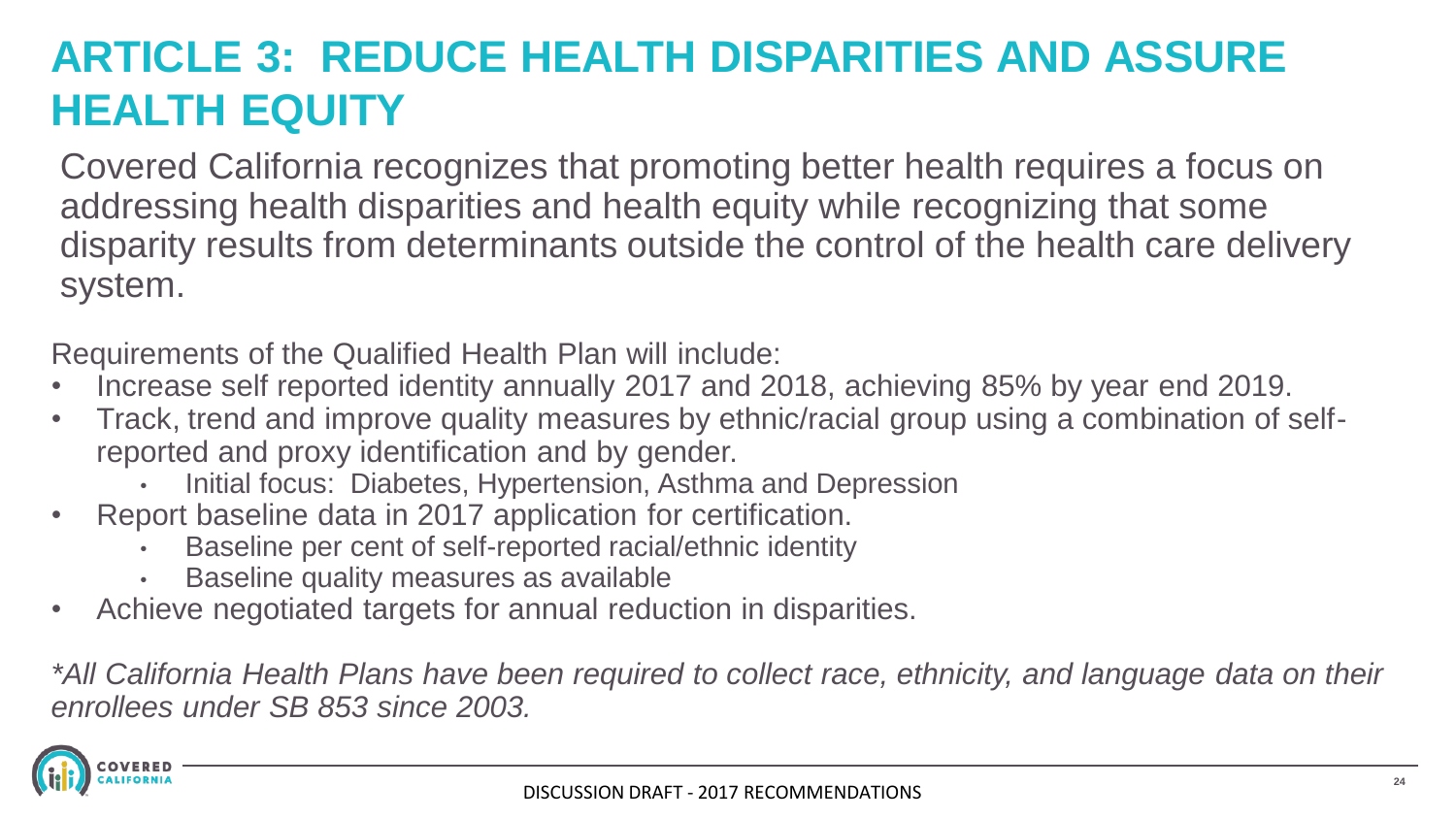# ARTICLE 3: REDUCE HEALTH DISPARITIES AND ASSURE HEALTH EQUITY

Covered California recognizes that promoting better health requires a focus on addressing health disparities and health equity while recognizing that some disparity results from determinants outside the control of the health care delivery system.

Requirements of the Qualified Health Plan will include:

- Increase self reported identity annually 2017 and 2018, achieving 85% by year end 2019.
- Track, trend and improve quality measures by ethnic/racial group using a combination of self-reported and proxy identification and by gender.
  - Initial focus: Diabetes, Hypertension, Asthma and Depression
- Report baseline data in 2017 application for certification.
  - Baseline per cent of self-reported racial/ethnic identity
  - Baseline quality measures as available
- Achieve negotiated targets for annual reduction in disparities.

*\*All California Health Plans have been required to collect race, ethnicity, and language data on their enrollees under SB 853 since 2003.*

DISCUSSION DRAFT - 2017 RECOMMENDATIONS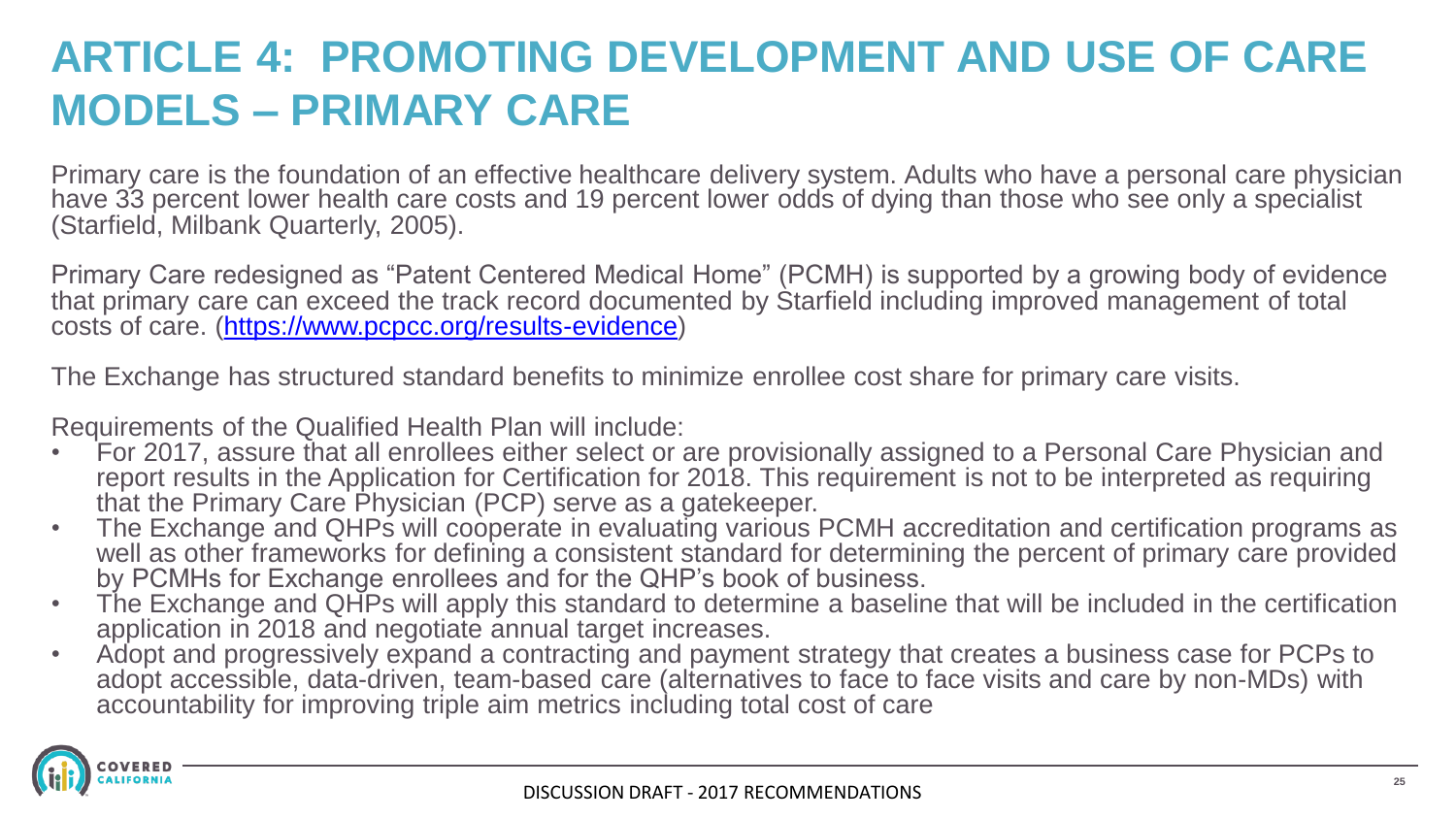# ARTICLE 4: PROMOTING DEVELOPMENT AND USE OF CARE MODELS – PRIMARY CARE

Primary care is the foundation of an effective healthcare delivery system. Adults who have a personal care physician have 33 percent lower health care costs and 19 percent lower odds of dying than those who see only a specialist (Starfield, Milbank Quarterly, 2005).

Primary Care redesigned as "Patent Centered Medical Home" (PCMH) is supported by a growing body of evidence that primary care can exceed the track record documented by Starfield including improved management of total costs of care. ([https://www.pcpcc.org/results-evidence](https://www.pcpcc.org/results-evidence))

The Exchange has structured standard benefits to minimize enrollee cost share for primary care visits.

Requirements of the Qualified Health Plan will include:

- For 2017, assure that all enrollees either select or are provisionally assigned to a Personal Care Physician and report results in the Application for Certification for 2018. This requirement is not to be interpreted as requiring that the Primary Care Physician (PCP) serve as a gatekeeper.
- The Exchange and QHPs will cooperate in evaluating various PCMH accreditation and certification programs as well as other frameworks for defining a consistent standard for determining the percent of primary care provided by PCMHs for Exchange enrollees and for the QHP's book of business.
- The Exchange and QHPs will apply this standard to determine a baseline that will be included in the certification application in 2018 and negotiate annual target increases.
- Adopt and progressively expand a contracting and payment strategy that creates a business case for PCPs to adopt accessible, data-driven, team-based care (alternatives to face to face visits and care by non-MDs) with accountability for improving triple aim metrics including total cost of care

DISCUSSION DRAFT - 2017 RECOMMENDATIONS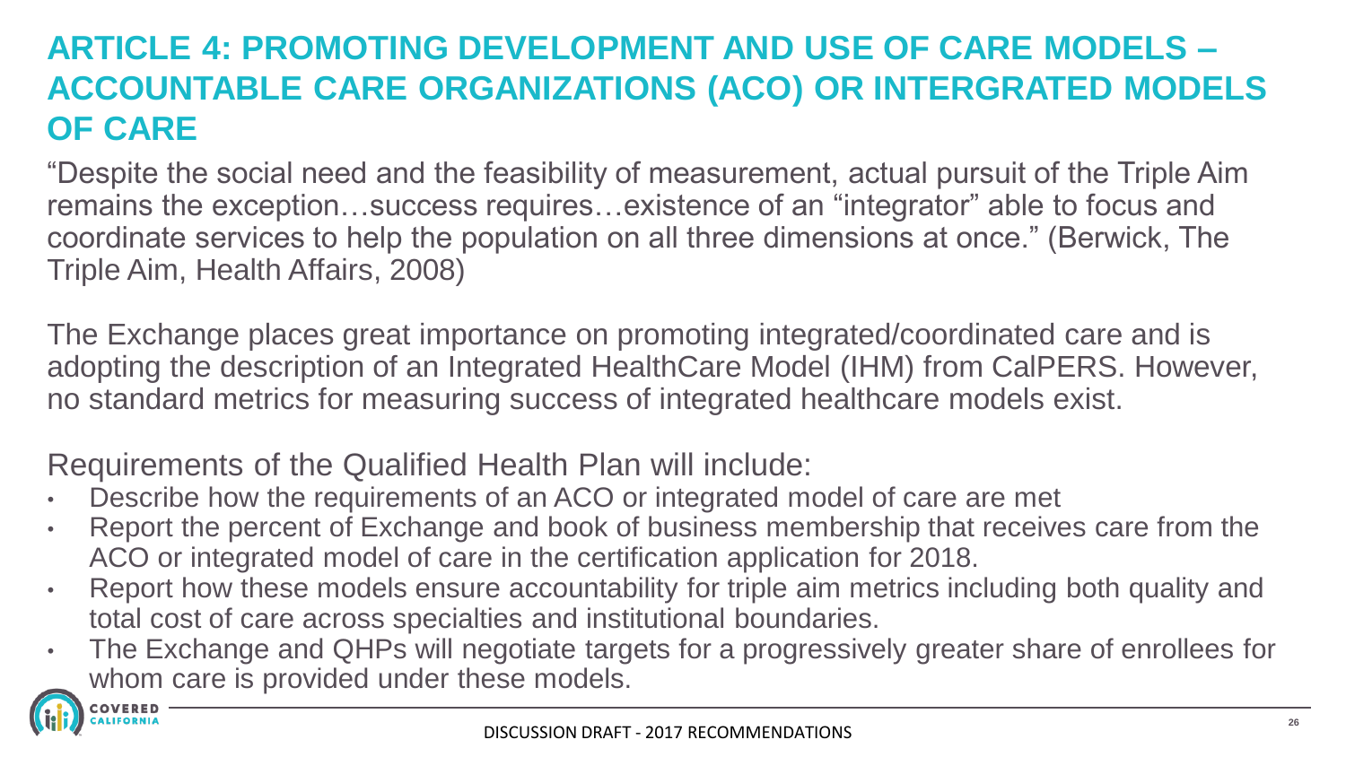# ARTICLE 4: PROMOTING DEVELOPMENT AND USE OF CARE MODELS – ACCOUNTABLE CARE ORGANIZATIONS (ACO) OR INTERGRATED MODELS OF CARE

"Despite the social need and the feasibility of measurement, actual pursuit of the Triple Aim remains the exception…success requires…existence of an "integrator" able to focus and coordinate services to help the population on all three dimensions at once." (Berwick, The Triple Aim, Health Affairs, 2008)

The Exchange places great importance on promoting integrated/coordinated care and is adopting the description of an Integrated HealthCare Model (IHM) from CalPERS. However, no standard metrics for measuring success of integrated healthcare models exist.

Requirements of the Qualified Health Plan will include:

- Describe how the requirements of an ACO or integrated model of care are met
- Report the percent of Exchange and book of business membership that receives care from the ACO or integrated model of care in the certification application for 2018.
- Report how these models ensure accountability for triple aim metrics including both quality and total cost of care across specialties and institutional boundaries.
- The Exchange and QHPs will negotiate targets for a progressively greater share of enrollees for whom care is provided under these models.

DISCUSSION DRAFT - 2017 RECOMMENDATIONS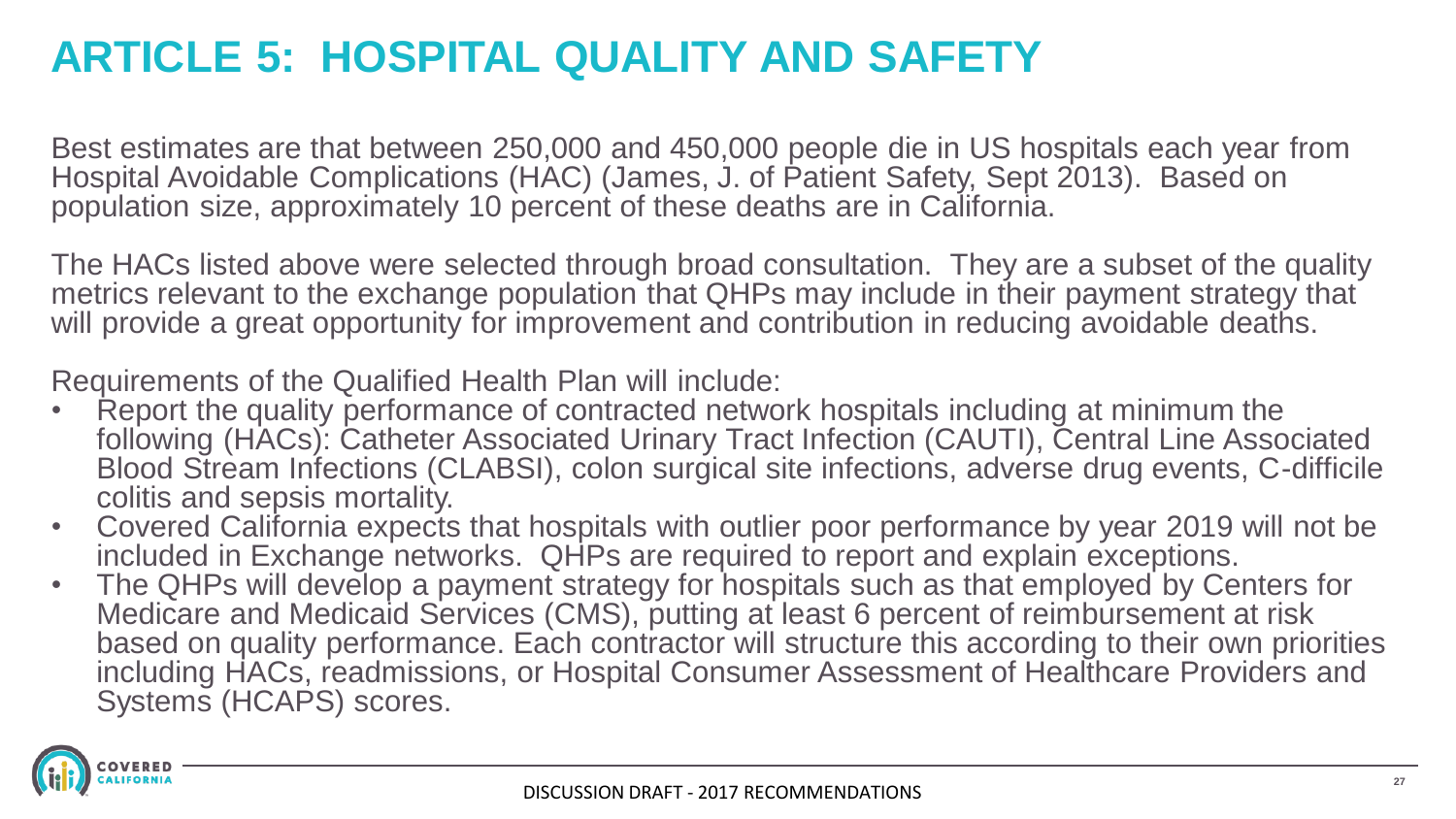# ARTICLE 5: HOSPITAL QUALITY AND SAFETY

Best estimates are that between 250,000 and 450,000 people die in US hospitals each year from Hospital Avoidable Complications (HAC) (James, J. of Patient Safety, Sept 2013). Based on population size, approximately 10 percent of these deaths are in California.

The HACs listed above were selected through broad consultation. They are a subset of the quality metrics relevant to the exchange population that QHPs may include in their payment strategy that will provide a great opportunity for improvement and contribution in reducing avoidable deaths.

Requirements of the Qualified Health Plan will include:

- Report the quality performance of contracted network hospitals including at minimum the following (HACs): Catheter Associated Urinary Tract Infection (CAUTI), Central Line Associated Blood Stream Infections (CLABSI), colon surgical site infections, adverse drug events, C-difficile colitis and sepsis mortality.
- Covered California expects that hospitals with outlier poor performance by year 2019 will not be included in Exchange networks. QHPs are required to report and explain exceptions.
- The QHPs will develop a payment strategy for hospitals such as that employed by Centers for Medicare and Medicaid Services (CMS), putting at least 6 percent of reimbursement at risk based on quality performance. Each contractor will structure this according to their own priorities including HACs, readmissions, or Hospital Consumer Assessment of Healthcare Providers and Systems (HCAPS) scores.

DISCUSSION DRAFT - 2017 RECOMMENDATIONS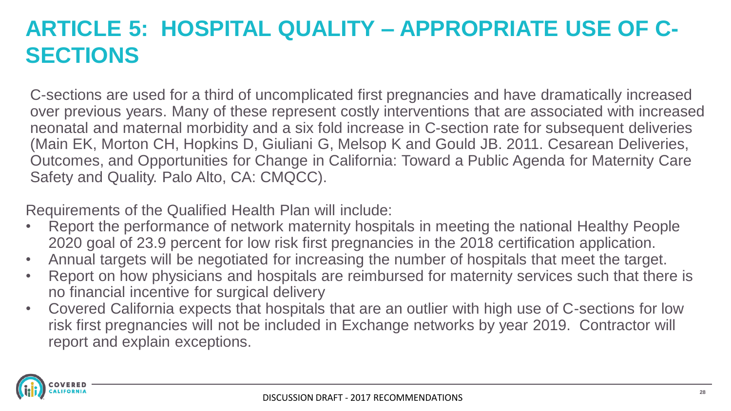# ARTICLE 5: HOSPITAL QUALITY – APPROPRIATE USE OF C-SECTIONS

C-sections are used for a third of uncomplicated first pregnancies and have dramatically increased over previous years. Many of these represent costly interventions that are associated with increased neonatal and maternal morbidity and a six fold increase in C-section rate for subsequent deliveries (Main EK, Morton CH, Hopkins D, Giuliani G, Melsop K and Gould JB. 2011. Cesarean Deliveries, Outcomes, and Opportunities for Change in California: Toward a Public Agenda for Maternity Care Safety and Quality. Palo Alto, CA: CMQCC).

Requirements of the Qualified Health Plan will include:

- Report the performance of network maternity hospitals in meeting the national Healthy People 2020 goal of 23.9 percent for low risk first pregnancies in the 2018 certification application.
- Annual targets will be negotiated for increasing the number of hospitals that meet the target.
- Report on how physicians and hospitals are reimbursed for maternity services such that there is no financial incentive for surgical delivery
- Covered California expects that hospitals that are an outlier with high use of C-sections for low risk first pregnancies will not be included in Exchange networks by year 2019. Contractor will report and explain exceptions.

DISCUSSION DRAFT - 2017 RECOMMENDATIONS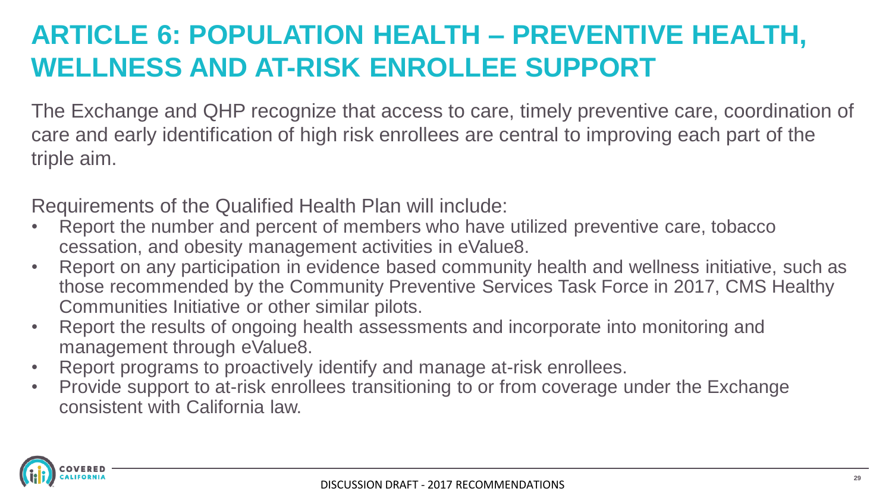# ARTICLE 6: POPULATION HEALTH – PREVENTIVE HEALTH, WELLNESS AND AT-RISK ENROLLEE SUPPORT

The Exchange and QHP recognize that access to care, timely preventive care, coordination of care and early identification of high risk enrollees are central to improving each part of the triple aim.

Requirements of the Qualified Health Plan will include:

- Report the number and percent of members who have utilized preventive care, tobacco cessation, and obesity management activities in eValue8.
- Report on any participation in evidence based community health and wellness initiative, such as those recommended by the Community Preventive Services Task Force in 2017, CMS Healthy Communities Initiative or other similar pilots.
- Report the results of ongoing health assessments and incorporate into monitoring and management through eValue8.
- Report programs to proactively identify and manage at-risk enrollees.
- Provide support to at-risk enrollees transitioning to or from coverage under the Exchange consistent with California law.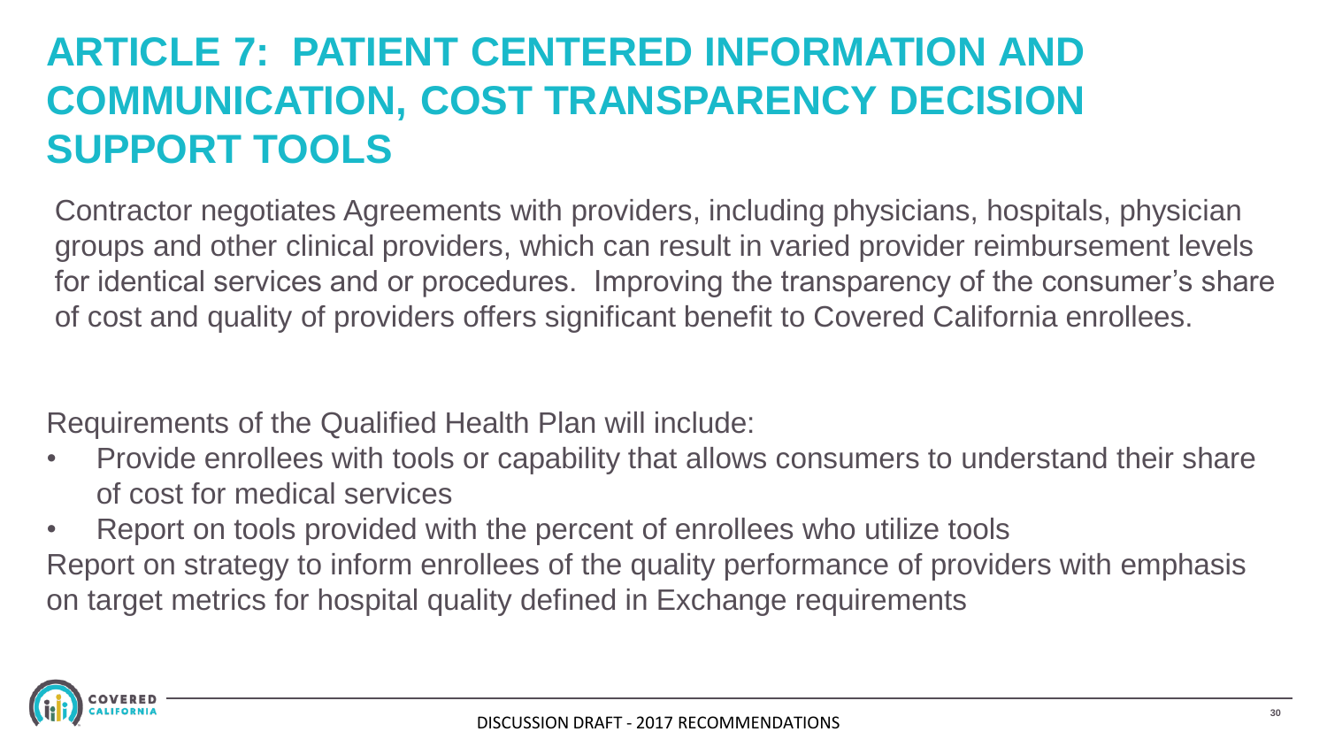# ARTICLE 7: PATIENT CENTERED INFORMATION AND COMMUNICATION, COST TRANSPARENCY DECISION SUPPORT TOOLS

Contractor negotiates Agreements with providers, including physicians, hospitals, physician groups and other clinical providers, which can result in varied provider reimbursement levels for identical services and or procedures. Improving the transparency of the consumer's share of cost and quality of providers offers significant benefit to Covered California enrollees.

Requirements of the Qualified Health Plan will include:

- Provide enrollees with tools or capability that allows consumers to understand their share of cost for medical services
- Report on tools provided with the percent of enrollees who utilize tools

Report on strategy to inform enrollees of the quality performance of providers with emphasis on target metrics for hospital quality defined in Exchange requirements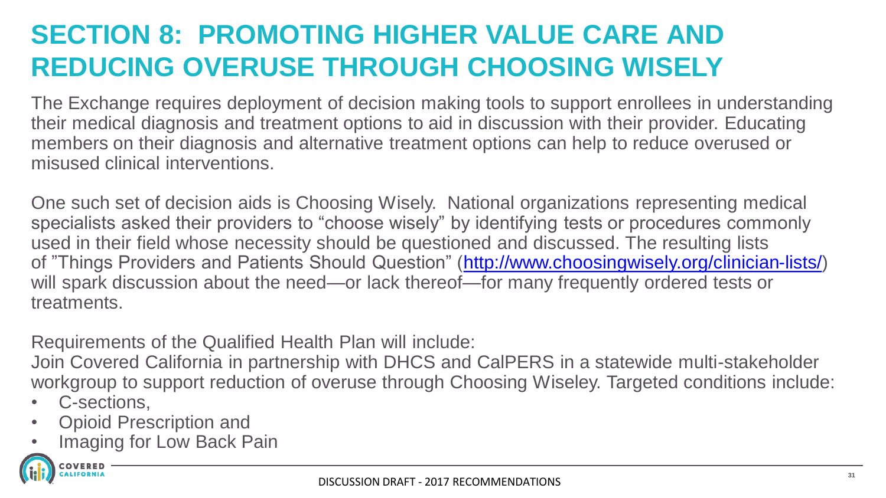# SECTION 8: PROMOTING HIGHER VALUE CARE AND REDUCING OVERUSE THROUGH CHOOSING WISELY

The Exchange requires deployment of decision making tools to support enrollees in understanding their medical diagnosis and treatment options to aid in discussion with their provider. Educating members on their diagnosis and alternative treatment options can help to reduce overused or misused clinical interventions.

One such set of decision aids is Choosing Wisely. National organizations representing medical specialists asked their providers to "choose wisely" by identifying tests or procedures commonly used in their field whose necessity should be questioned and discussed. The resulting lists of "Things Providers and Patients Should Question" ([http://www.choosingwisely.org/clinician-lists/](http://www.choosingwisely.org/clinician-lists/)) will spark discussion about the need—or lack thereof—for many frequently ordered tests or treatments.

Requirements of the Qualified Health Plan will include:

Join Covered California in partnership with DHCS and CalPERS in a statewide multi-stakeholder workgroup to support reduction of overuse through Choosing Wiseley. Targeted conditions include:

- C-sections,
- Opioid Prescription and
- Imaging for Low Back Pain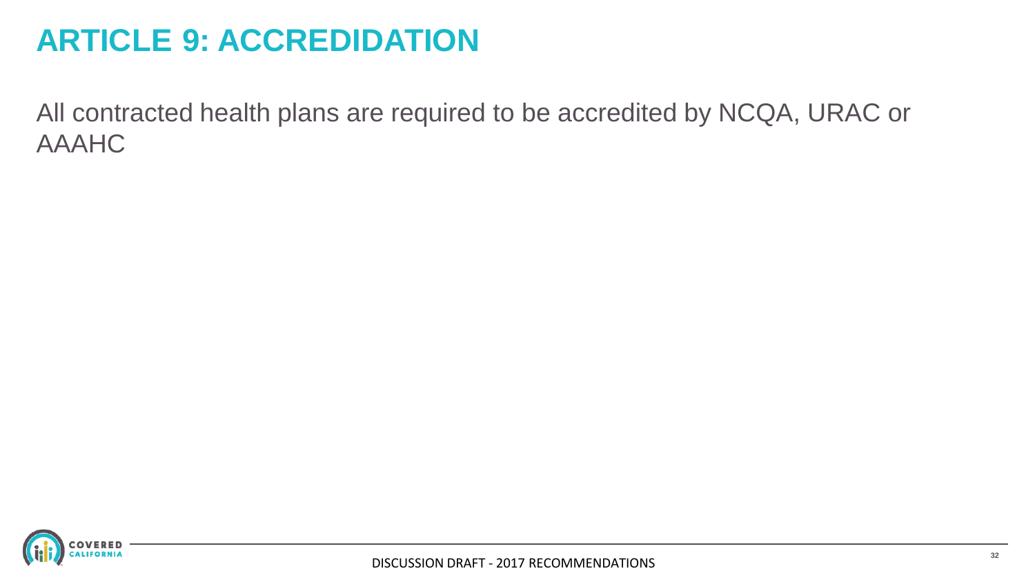# ARTICLE 9: ACCREDITATION

All contracted health plans are required to be accredited by NCQA, URAC or AAAHC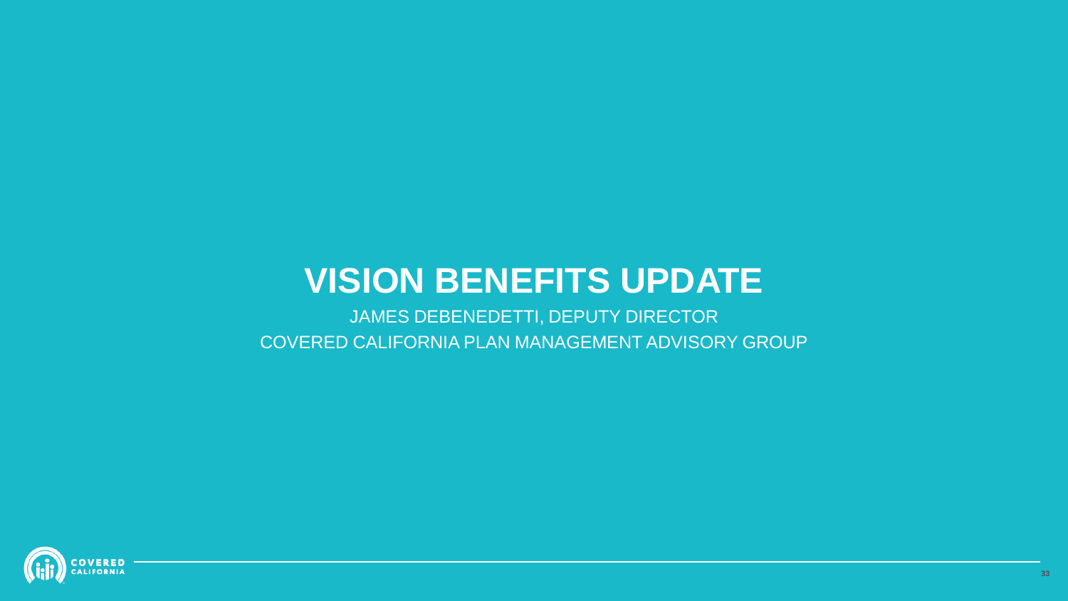# VISION BENEFITS UPDATE

JAMES DEBENEDETTI, DEPUTY DIRECTOR

COVERED CALIFORNIA PLAN MANAGEMENT ADVISORY GROUP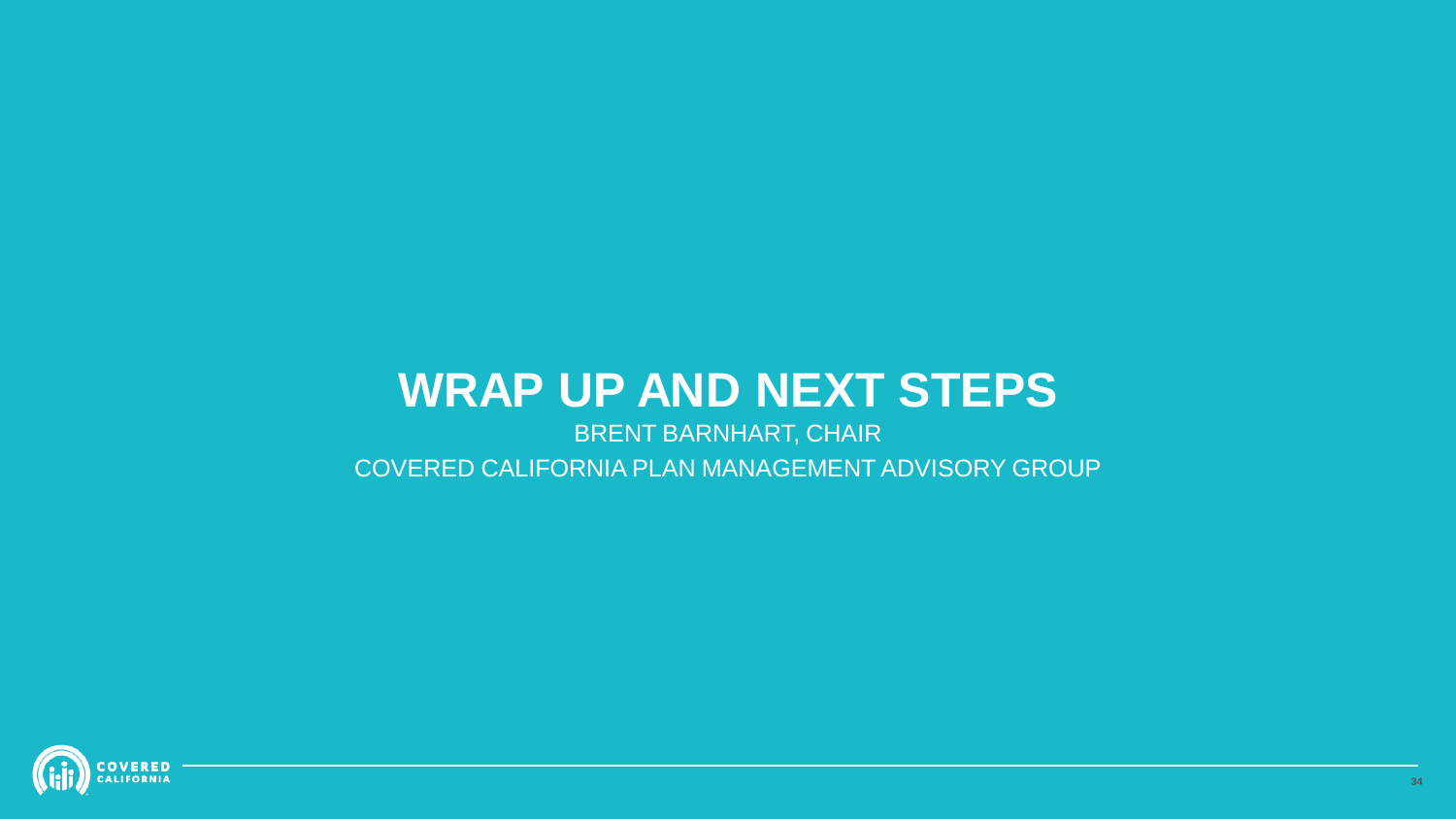# WRAP UP AND NEXT STEPS

BRENT BARNHART, CHAIR

COVERED CALIFORNIA PLAN MANAGEMENT ADVISORY GROUP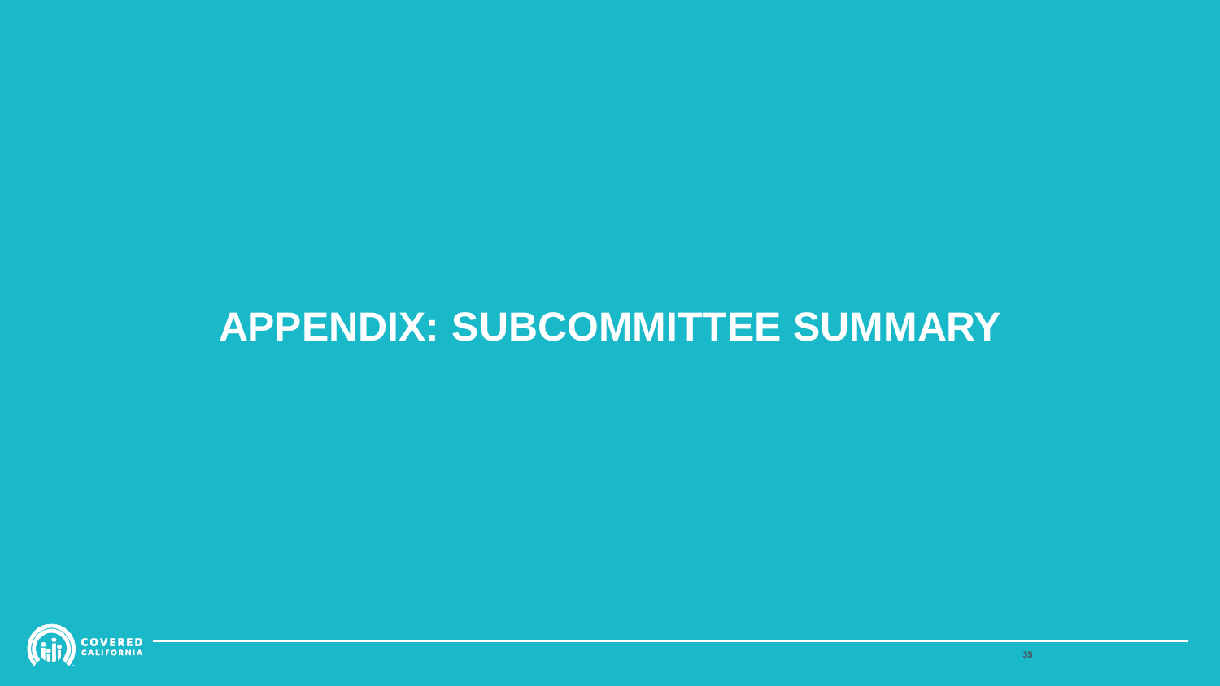# APPENDIX: SUBCOMMITTEE SUMMARY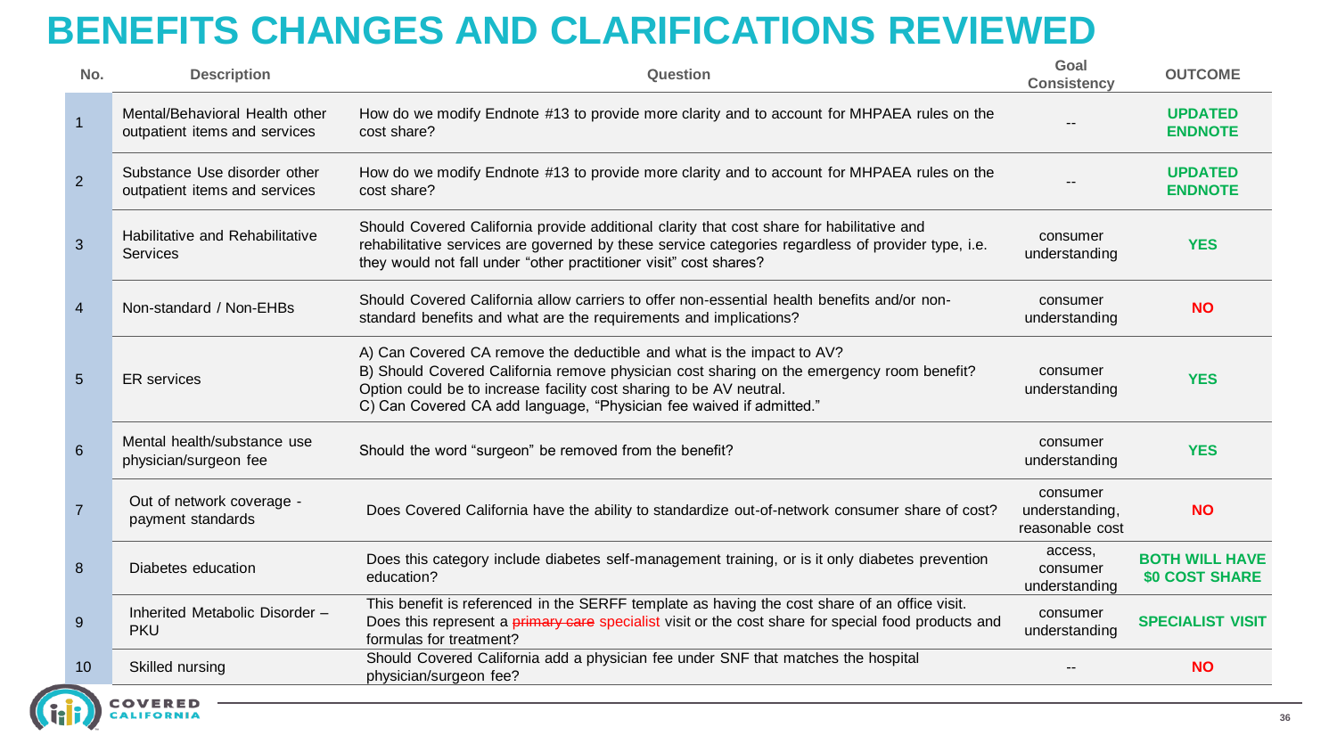# BENEFITS CHANGES AND CLARIFICATIONS REVIEWED

| No. | Description | Question | Goal Consistency | OUTCOME |
|---|---|---|---|---|
| 1 | Mental/Behavioral Health other outpatient items and services | How do we modify Endnote #13 to provide more clarity and to account for MHPAEA rules on the cost share? | -- | **UPDATED ENDNOTE** |
| 2 | Substance Use disorder other outpatient items and services | How do we modify Endnote #13 to provide more clarity and to account for MHPAEA rules on the cost share? | -- | **UPDATED ENDNOTE** |
| 3 | Habilitative and Rehabilitative Services | Should Covered California provide additional clarity that cost share for habilitative and rehabilitative services are governed by these service categories regardless of provider type, i.e. they would not fall under "other practitioner visit" cost shares? | consumer understanding | **YES** |
| 4 | Non-standard / Non-EHBs | Should Covered California allow carriers to offer non-essential health benefits and/or non-standard benefits and what are the requirements and implications? | consumer understanding | **NO** |
| 5 | ER services | A) Can Covered CA remove the deductible and what is the impact to AV?<br>B) Should Covered California remove physician cost sharing on the emergency room benefit? Option could be to increase facility cost sharing to be AV neutral.<br>C) Can Covered CA add language, "Physician fee waived if admitted." | consumer understanding | **YES** |
| 6 | Mental health/substance use physician/surgeon fee | Should the word "surgeon" be removed from the benefit? | consumer understanding | **YES** |
| 7 | Out of network coverage - payment standards | Does Covered California have the ability to standardize out-of-network consumer share of cost? | consumer understanding, reasonable cost | **NO** |
| 8 | Diabetes education | Does this category include diabetes self-management training, or is it only diabetes prevention education? | access, consumer understanding | **BOTH WILL HAVE $0 COST SHARE** |
| 9 | Inherited Metabolic Disorder – PKU | This benefit is referenced in the SERFF template as having the cost share of an office visit. Does this represent a ~~primary care~~ specialist visit or the cost share for special food products and formulas for treatment? | consumer understanding | **SPECIALIST VISIT** |
| 10 | Skilled nursing | Should Covered California add a physician fee under SNF that matches the hospital physician/surgeon fee? | -- | **NO** |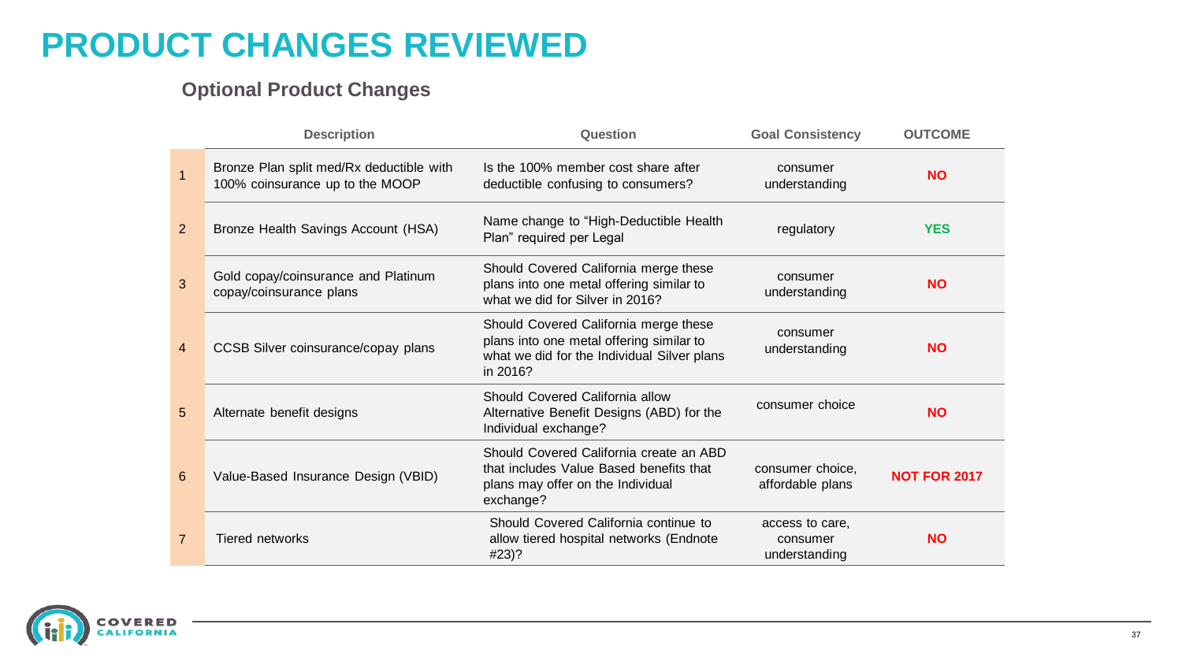# PRODUCT CHANGES REVIEWED

### Optional Product Changes

| | Description | Question | Goal Consistency | OUTCOME |
|---|---|---|---|---|
| 1 | Bronze Plan split med/Rx deductible with 100% coinsurance up to the MOOP | Is the 100% member cost share after deductible confusing to consumers? | consumer understanding | **NO** |
| 2 | Bronze Health Savings Account (HSA) | Name change to "High-Deductible Health Plan" required per Legal | regulatory | **YES** |
| 3 | Gold copay/coinsurance and Platinum copay/coinsurance plans | Should Covered California merge these plans into one metal offering similar to what we did for Silver in 2016? | consumer understanding | **NO** |
| 4 | CCSB Silver coinsurance/copay plans | Should Covered California merge these plans into one metal offering similar to what we did for the Individual Silver plans in 2016? | consumer understanding | **NO** |
| 5 | Alternate benefit designs | Should Covered California allow Alternative Benefit Designs (ABD) for the Individual exchange? | consumer choice | **NO** |
| 6 | Value-Based Insurance Design (VBID) | Should Covered California create an ABD that includes Value Based benefits that plans may offer on the Individual exchange? | consumer choice, affordable plans | **NOT FOR 2017** |
| 7 | Tiered networks | Should Covered California continue to allow tiered hospital networks (Endnote #23)? | access to care, consumer understanding | **NO** |